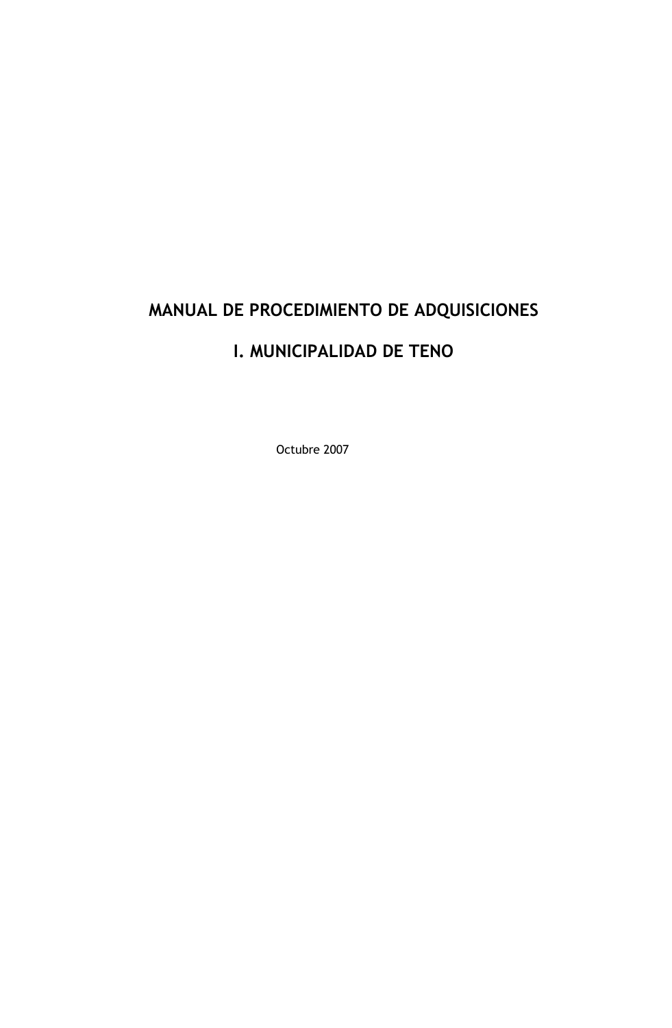# MANUAL DE PROCEDIMIENTO DE ADQUISICIONES

# I. MUNICIPALIDAD DE TENO

Octubre 2007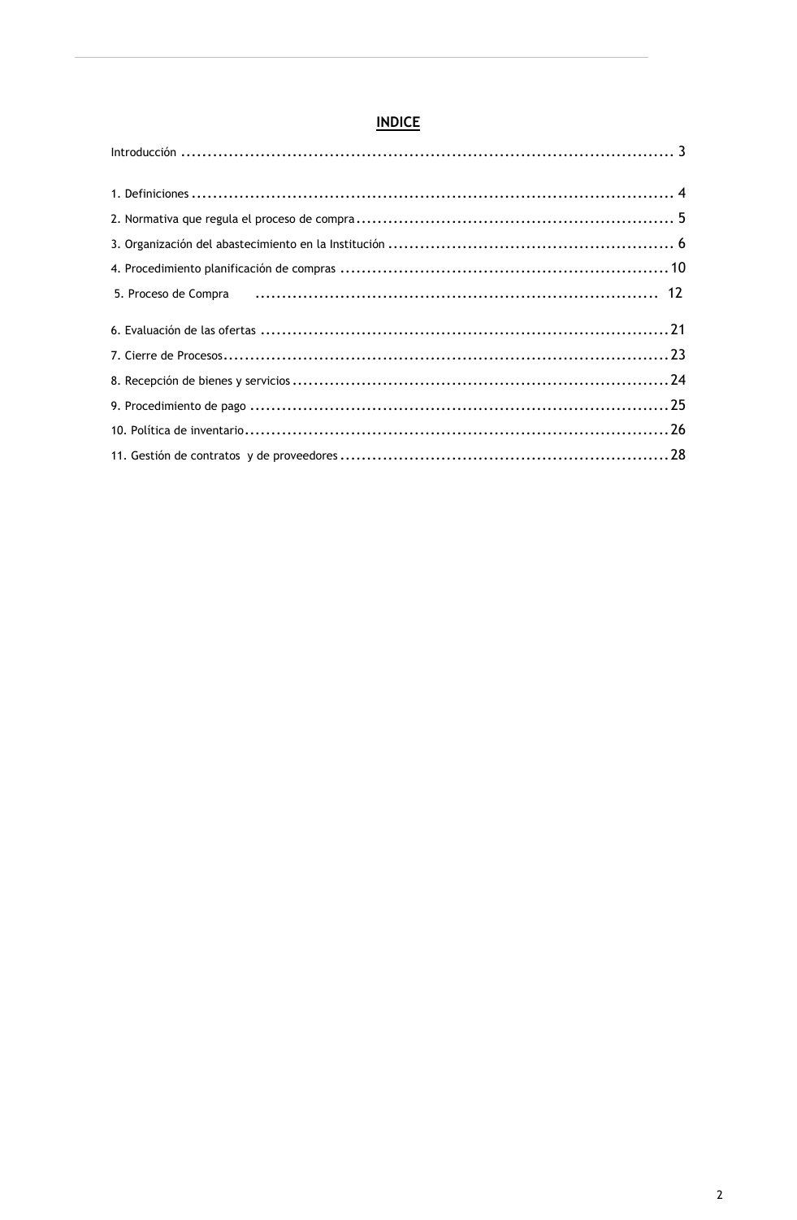# INDICE

Introducción ........................................................................................... 3

1. Definiciones ........................................................................................... 4
2. Normativa que regula el proceso de compra ........................................................... 5
3. Organización del abastecimiento en la Institución ..................................................... 6
4. Procedimiento planificación de compras ............................................................. 10
5. Proceso de Compra ........................................................................... 12
6. Evaluación de las ofertas ............................................................................ 21
7. Cierre de Procesos ................................................................................... 23
8. Recepción de bienes y servicios ...................................................................... 24
9. Procedimiento de pago .............................................................................. 25
10. Política de inventario ............................................................................... 26
11. Gestión de contratos y de proveedores .............................................................. 28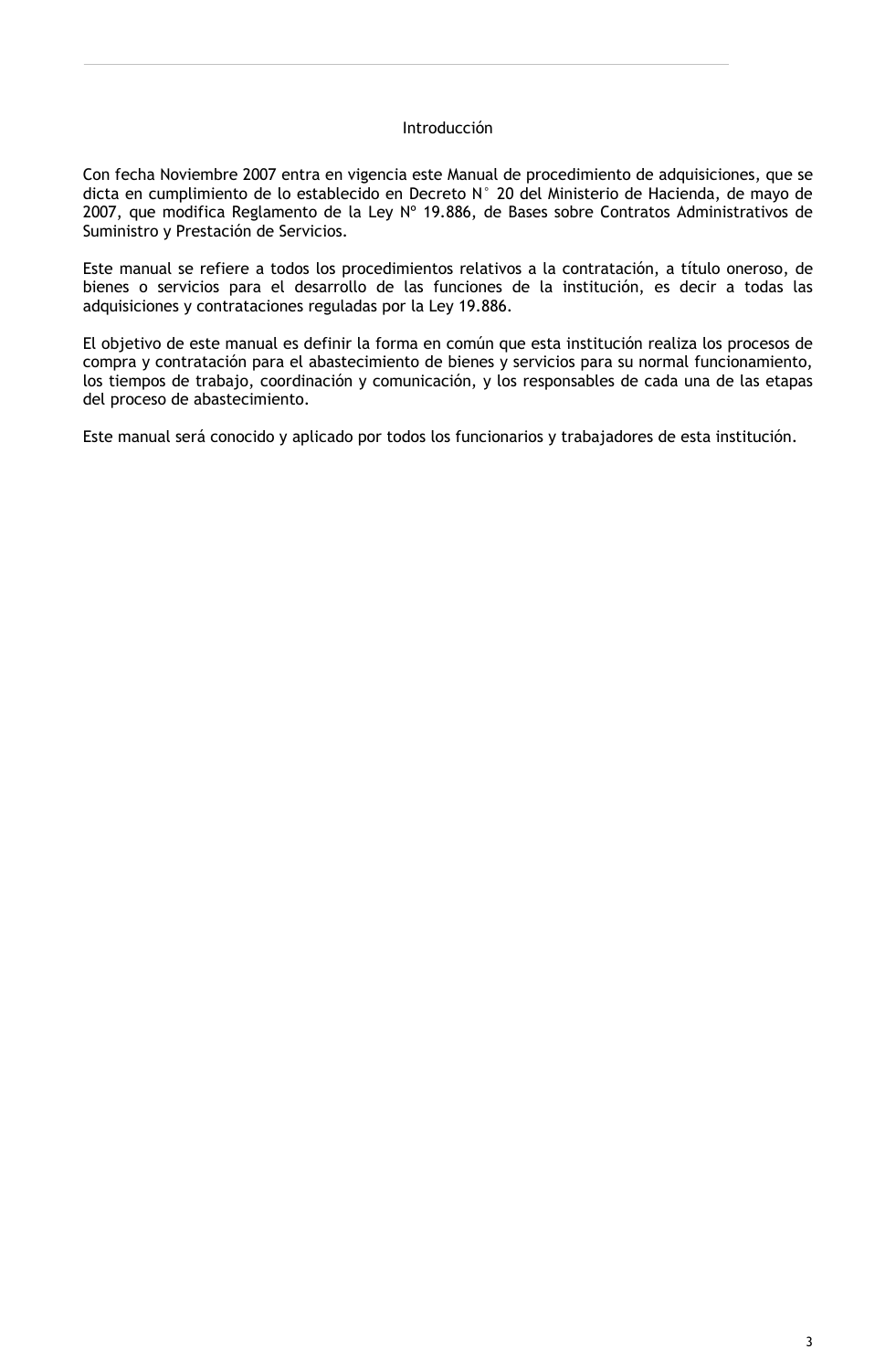## Introducción

Con fecha Noviembre 2007 entra en vigencia este Manual de procedimiento de adquisiciones, que se dicta en cumplimiento de lo establecido en Decreto N° 20 del Ministerio de Hacienda, de mayo de 2007, que modifica Reglamento de la Ley Nº 19.886, de Bases sobre Contratos Administrativos de Suministro y Prestación de Servicios.

Este manual se refiere a todos los procedimientos relativos a la contratación, a título oneroso, de bienes o servicios para el desarrollo de las funciones de la institución, es decir a todas las adquisiciones y contrataciones reguladas por la Ley 19.886.

El objetivo de este manual es definir la forma en común que esta institución realiza los procesos de compra y contratación para el abastecimiento de bienes y servicios para su normal funcionamiento, los tiempos de trabajo, coordinación y comunicación, y los responsables de cada una de las etapas del proceso de abastecimiento.

Este manual será conocido y aplicado por todos los funcionarios y trabajadores de esta institución.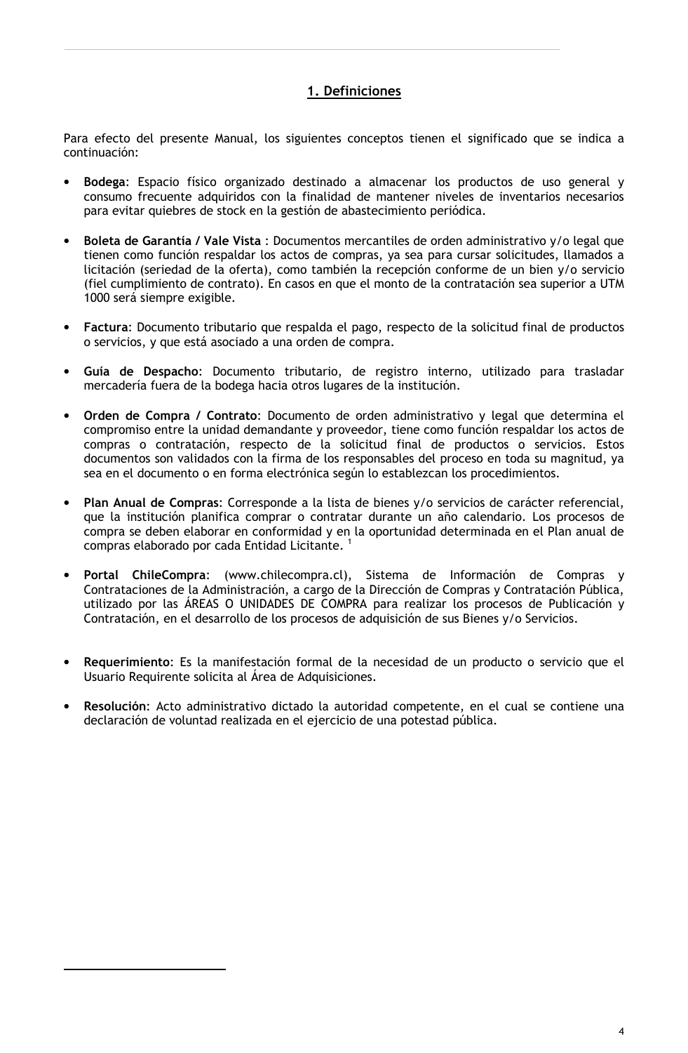## 1. Definiciones

Para efecto del presente Manual, los siguientes conceptos tienen el significado que se indica a continuación:

- **Bodega**: Espacio físico organizado destinado a almacenar los productos de uso general y consumo frecuente adquiridos con la finalidad de mantener niveles de inventarios necesarios para evitar quiebres de stock en la gestión de abastecimiento periódica.

- **Boleta de Garantía / Vale Vista** : Documentos mercantiles de orden administrativo y/o legal que tienen como función respaldar los actos de compras, ya sea para cursar solicitudes, llamados a licitación (seriedad de la oferta), como también la recepción conforme de un bien y/o servicio (fiel cumplimiento de contrato). En casos en que el monto de la contratación sea superior a UTM 1000 será siempre exigible.

- **Factura**: Documento tributario que respalda el pago, respecto de la solicitud final de productos o servicios, y que está asociado a una orden de compra.

- **Guía de Despacho**: Documento tributario, de registro interno, utilizado para trasladar mercadería fuera de la bodega hacia otros lugares de la institución.

- **Orden de Compra / Contrato**: Documento de orden administrativo y legal que determina el compromiso entre la unidad demandante y proveedor, tiene como función respaldar los actos de compras o contratación, respecto de la solicitud final de productos o servicios. Estos documentos son validados con la firma de los responsables del proceso en toda su magnitud, ya sea en el documento o en forma electrónica según lo establezcan los procedimientos.

- **Plan Anual de Compras**: Corresponde a la lista de bienes y/o servicios de carácter referencial, que la institución planifica comprar o contratar durante un año calendario. Los procesos de compra se deben elaborar en conformidad y en la oportunidad determinada en el Plan anual de compras elaborado por cada Entidad Licitante. [1]

- **Portal ChileCompra**: (www.chilecompra.cl), Sistema de Información de Compras y Contrataciones de la Administración, a cargo de la Dirección de Compras y Contratación Pública, utilizado por las ÁREAS O UNIDADES DE COMPRA para realizar los procesos de Publicación y Contratación, en el desarrollo de los procesos de adquisición de sus Bienes y/o Servicios.

- **Requerimiento**: Es la manifestación formal de la necesidad de un producto o servicio que el Usuario Requirente solicita al Área de Adquisiciones.

- **Resolución**: Acto administrativo dictado la autoridad competente, en el cual se contiene una declaración de voluntad realizada en el ejercicio de una potestad pública.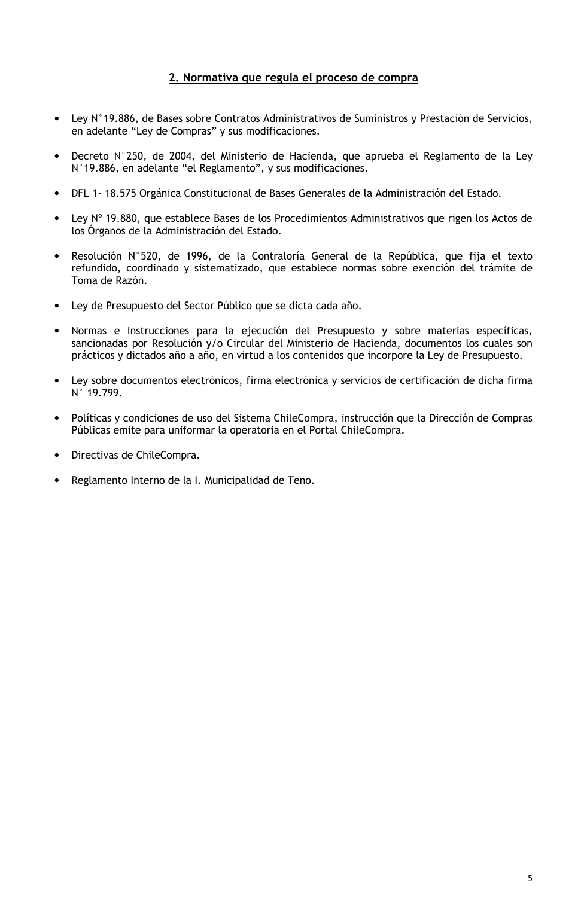## 2. Normativa que regula el proceso de compra

- Ley N°19.886, de Bases sobre Contratos Administrativos de Suministros y Prestación de Servicios, en adelante "Ley de Compras" y sus modificaciones.

- Decreto N°250, de 2004, del Ministerio de Hacienda, que aprueba el Reglamento de la Ley N°19.886, en adelante "el Reglamento", y sus modificaciones.

- DFL 1- 18.575 Orgánica Constitucional de Bases Generales de la Administración del Estado.

- Ley Nº 19.880, que establece Bases de los Procedimientos Administrativos que rigen los Actos de los Órganos de la Administración del Estado.

- Resolución N°520, de 1996, de la Contraloría General de la República, que fija el texto refundido, coordinado y sistematizado, que establece normas sobre exención del trámite de Toma de Razón.

- Ley de Presupuesto del Sector Público que se dicta cada año.

- Normas e Instrucciones para la ejecución del Presupuesto y sobre materias específicas, sancionadas por Resolución y/o Circular del Ministerio de Hacienda, documentos los cuales son prácticos y dictados año a año, en virtud a los contenidos que incorpore la Ley de Presupuesto.

- Ley sobre documentos electrónicos, firma electrónica y servicios de certificación de dicha firma N° 19.799.

- Políticas y condiciones de uso del Sistema ChileCompra, instrucción que la Dirección de Compras Públicas emite para uniformar la operatoria en el Portal ChileCompra.

- Directivas de ChileCompra.

- Reglamento Interno de la I. Municipalidad de Teno.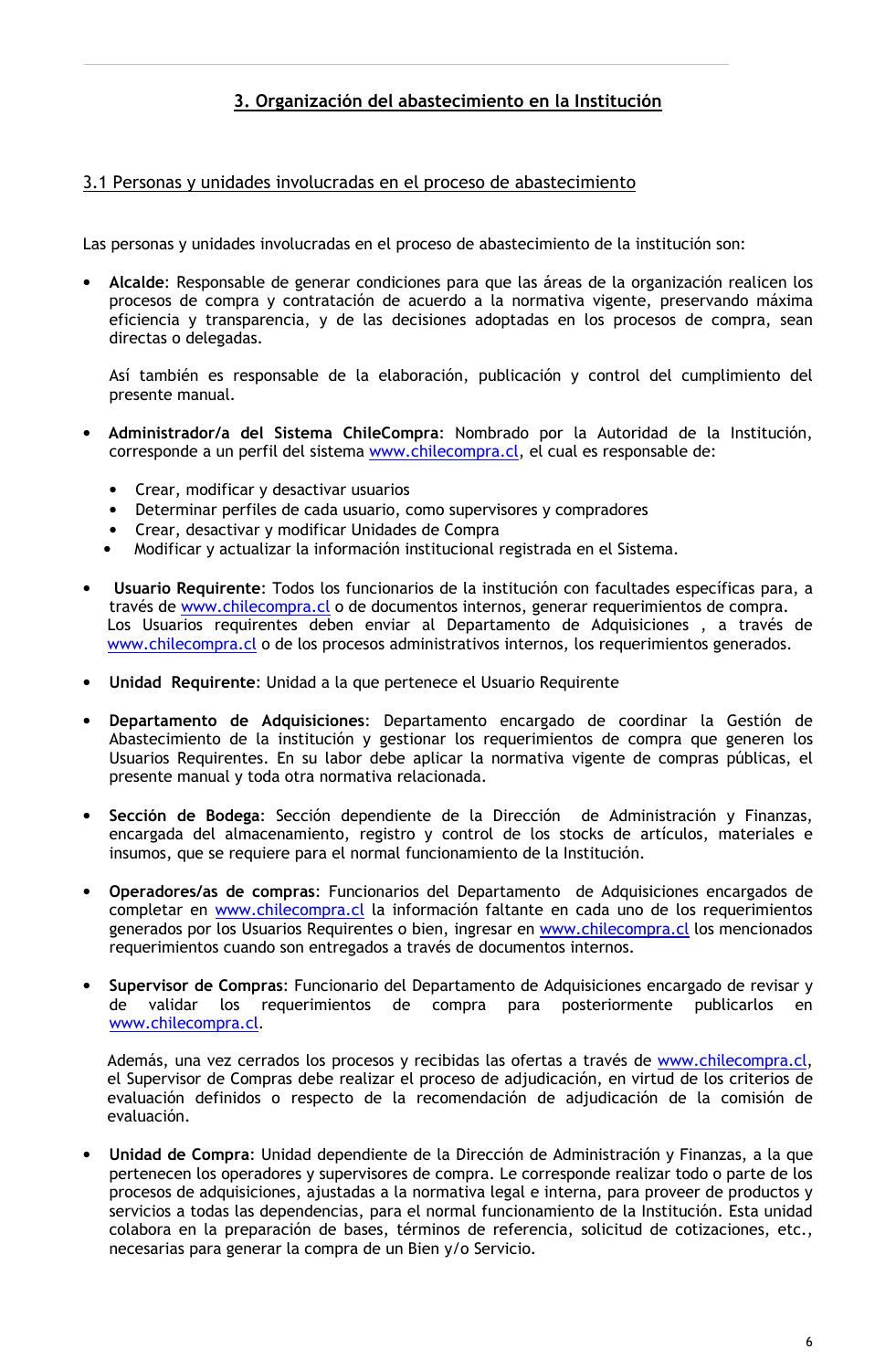## 3. Organización del abastecimiento en la Institución

### 3.1 Personas y unidades involucradas en el proceso de abastecimiento

Las personas y unidades involucradas en el proceso de abastecimiento de la institución son:

- **Alcalde**: Responsable de generar condiciones para que las áreas de la organización realicen los procesos de compra y contratación de acuerdo a la normativa vigente, preservando máxima eficiencia y transparencia, y de las decisiones adoptadas en los procesos de compra, sean directas o delegadas.

  Así también es responsable de la elaboración, publicación y control del cumplimiento del presente manual.

- **Administrador/a del Sistema ChileCompra**: Nombrado por la Autoridad de la Institución, corresponde a un perfil del sistema www.chilecompra.cl, el cual es responsable de:

  - Crear, modificar y desactivar usuarios
  - Determinar perfiles de cada usuario, como supervisores y compradores
  - Crear, desactivar y modificar Unidades de Compra
  - Modificar y actualizar la información institucional registrada en el Sistema.

- **Usuario Requirente**: Todos los funcionarios de la institución con facultades específicas para, a través de www.chilecompra.cl o de documentos internos, generar requerimientos de compra. Los Usuarios requirentes deben enviar al Departamento de Adquisiciones , a través de www.chilecompra.cl o de los procesos administrativos internos, los requerimientos generados.

- **Unidad Requirente**: Unidad a la que pertenece el Usuario Requirente

- **Departamento de Adquisiciones**: Departamento encargado de coordinar la Gestión de Abastecimiento de la institución y gestionar los requerimientos de compra que generen los Usuarios Requirentes. En su labor debe aplicar la normativa vigente de compras públicas, el presente manual y toda otra normativa relacionada.

- **Sección de Bodega**: Sección dependiente de la Dirección de Administración y Finanzas, encargada del almacenamiento, registro y control de los stocks de artículos, materiales e insumos, que se requiere para el normal funcionamiento de la Institución.

- **Operadores/as de compras**: Funcionarios del Departamento de Adquisiciones encargados de completar en www.chilecompra.cl la información faltante en cada uno de los requerimientos generados por los Usuarios Requirentes o bien, ingresar en www.chilecompra.cl los mencionados requerimientos cuando son entregados a través de documentos internos.

- **Supervisor de Compras**: Funcionario del Departamento de Adquisiciones encargado de revisar y de validar los requerimientos de compra para posteriormente publicarlos en www.chilecompra.cl.

  Además, una vez cerrados los procesos y recibidas las ofertas a través de www.chilecompra.cl, el Supervisor de Compras debe realizar el proceso de adjudicación, en virtud de los criterios de evaluación definidos o respecto de la recomendación de adjudicación de la comisión de evaluación.

- **Unidad de Compra**: Unidad dependiente de la Dirección de Administración y Finanzas, a la que pertenecen los operadores y supervisores de compra. Le corresponde realizar todo o parte de los procesos de adquisiciones, ajustadas a la normativa legal e interna, para proveer de productos y servicios a todas las dependencias, para el normal funcionamiento de la Institución. Esta unidad colabora en la preparación de bases, términos de referencia, solicitud de cotizaciones, etc., necesarias para generar la compra de un Bien y/o Servicio.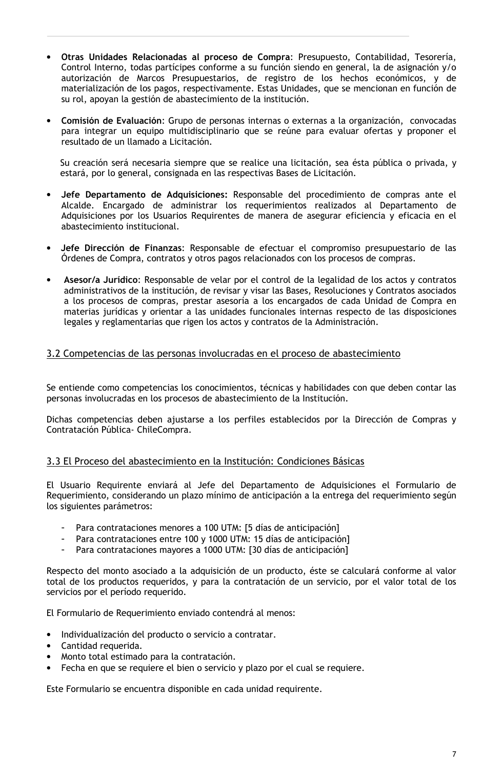- **Otras Unidades Relacionadas al proceso de Compra**: Presupuesto, Contabilidad, Tesorería, Control Interno, todas partícipes conforme a su función siendo en general, la de asignación y/o autorización de Marcos Presupuestarios, de registro de los hechos económicos, y de materialización de los pagos, respectivamente. Estas Unidades, que se mencionan en función de su rol, apoyan la gestión de abastecimiento de la institución.

- **Comisión de Evaluación**: Grupo de personas internas o externas a la organización, convocadas para integrar un equipo multidisciplinario que se reúne para evaluar ofertas y proponer el resultado de un llamado a Licitación.

  Su creación será necesaria siempre que se realice una licitación, sea ésta pública o privada, y estará, por lo general, consignada en las respectivas Bases de Licitación.

- **Jefe Departamento de Adquisiciones:** Responsable del procedimiento de compras ante el Alcalde. Encargado de administrar los requerimientos realizados al Departamento de Adquisiciones por los Usuarios Requirentes de manera de asegurar eficiencia y eficacia en el abastecimiento institucional.

- **Jefe Dirección de Finanzas**: Responsable de efectuar el compromiso presupuestario de las Órdenes de Compra, contratos y otros pagos relacionados con los procesos de compras.

- **Asesor/a Jurídico**: Responsable de velar por el control de la legalidad de los actos y contratos administrativos de la institución, de revisar y visar las Bases, Resoluciones y Contratos asociados a los procesos de compras, prestar asesoría a los encargados de cada Unidad de Compra en materias jurídicas y orientar a las unidades funcionales internas respecto de las disposiciones legales y reglamentarias que rigen los actos y contratos de la Administración.

## 3.2 Competencias de las personas involucradas en el proceso de abastecimiento

Se entiende como competencias los conocimientos, técnicas y habilidades con que deben contar las personas involucradas en los procesos de abastecimiento de la Institución.

Dichas competencias deben ajustarse a los perfiles establecidos por la Dirección de Compras y Contratación Pública- ChileCompra.

## 3.3 El Proceso del abastecimiento en la Institución: Condiciones Básicas

El Usuario Requirente enviará al Jefe del Departamento de Adquisiciones el Formulario de Requerimiento, considerando un plazo mínimo de anticipación a la entrega del requerimiento según los siguientes parámetros:

- Para contrataciones menores a 100 UTM: [5 días de anticipación]
- Para contrataciones entre 100 y 1000 UTM: 15 días de anticipación]
- Para contrataciones mayores a 1000 UTM: [30 días de anticipación]

Respecto del monto asociado a la adquisición de un producto, éste se calculará conforme al valor total de los productos requeridos, y para la contratación de un servicio, por el valor total de los servicios por el período requerido.

El Formulario de Requerimiento enviado contendrá al menos:

- Individualización del producto o servicio a contratar.
- Cantidad requerida.
- Monto total estimado para la contratación.
- Fecha en que se requiere el bien o servicio y plazo por el cual se requiere.

Este Formulario se encuentra disponible en cada unidad requirente.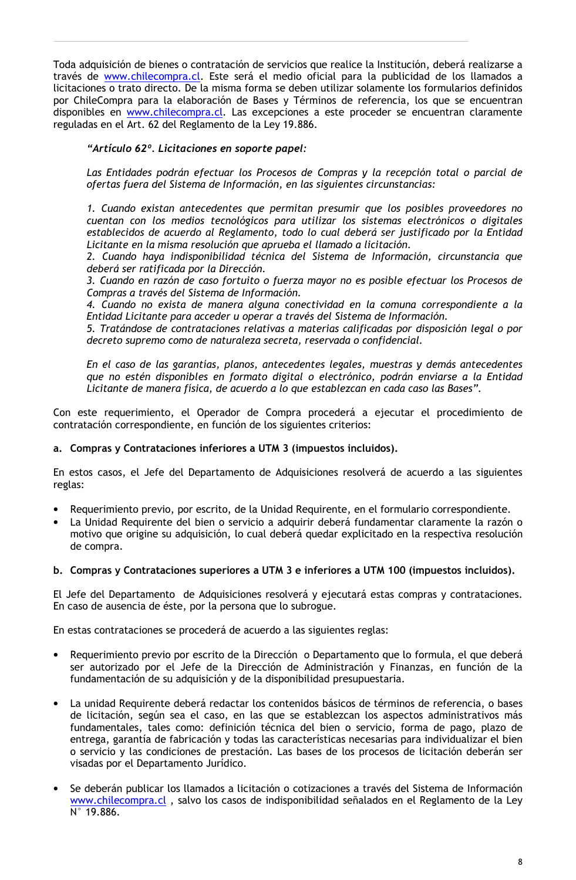Toda adquisición de bienes o contratación de servicios que realice la Institución, deberá realizarse a través de www.chilecompra.cl. Este será el medio oficial para la publicidad de los llamados a licitaciones o trato directo. De la misma forma se deben utilizar solamente los formularios definidos por ChileCompra para la elaboración de Bases y Términos de referencia, los que se encuentran disponibles en www.chilecompra.cl. Las excepciones a este proceder se encuentran claramente reguladas en el Art. 62 del Reglamento de la Ley 19.886.

> ***"Artículo 62º. Licitaciones en soporte papel:***
>
> *Las Entidades podrán efectuar los Procesos de Compras y la recepción total o parcial de ofertas fuera del Sistema de Información, en las siguientes circunstancias:*
>
> *1. Cuando existan antecedentes que permitan presumir que los posibles proveedores no cuentan con los medios tecnológicos para utilizar los sistemas electrónicos o digitales establecidos de acuerdo al Reglamento, todo lo cual deberá ser justificado por la Entidad Licitante en la misma resolución que aprueba el llamado a licitación.*
> *2. Cuando haya indisponibilidad técnica del Sistema de Información, circunstancia que deberá ser ratificada por la Dirección.*
> *3. Cuando en razón de caso fortuito o fuerza mayor no es posible efectuar los Procesos de Compras a través del Sistema de Información.*
> *4. Cuando no exista de manera alguna conectividad en la comuna correspondiente a la Entidad Licitante para acceder u operar a través del Sistema de Información.*
> *5. Tratándose de contrataciones relativas a materias calificadas por disposición legal o por decreto supremo como de naturaleza secreta, reservada o confidencial.*
>
> *En el caso de las garantías, planos, antecedentes legales, muestras y demás antecedentes que no estén disponibles en formato digital o electrónico, podrán enviarse a la Entidad Licitante de manera física, de acuerdo a lo que establezcan en cada caso las Bases".*

Con este requerimiento, el Operador de Compra procederá a ejecutar el procedimiento de contratación correspondiente, en función de los siguientes criterios:

**a. Compras y Contrataciones inferiores a UTM 3 (impuestos incluidos).**

En estos casos, el Jefe del Departamento de Adquisiciones resolverá de acuerdo a las siguientes reglas:

- Requerimiento previo, por escrito, de la Unidad Requirente, en el formulario correspondiente.
- La Unidad Requirente del bien o servicio a adquirir deberá fundamentar claramente la razón o motivo que origine su adquisición, lo cual deberá quedar explicitado en la respectiva resolución de compra.

**b. Compras y Contrataciones superiores a UTM 3 e inferiores a UTM 100 (impuestos incluidos).**

El Jefe del Departamento de Adquisiciones resolverá y ejecutará estas compras y contrataciones. En caso de ausencia de éste, por la persona que lo subrogue.

En estas contrataciones se procederá de acuerdo a las siguientes reglas:

- Requerimiento previo por escrito de la Dirección o Departamento que lo formula, el que deberá ser autorizado por el Jefe de la Dirección de Administración y Finanzas, en función de la fundamentación de su adquisición y de la disponibilidad presupuestaria.

- La unidad Requirente deberá redactar los contenidos básicos de términos de referencia, o bases de licitación, según sea el caso, en las que se establezcan los aspectos administrativos más fundamentales, tales como: definición técnica del bien o servicio, forma de pago, plazo de entrega, garantía de fabricación y todas las características necesarias para individualizar el bien o servicio y las condiciones de prestación. Las bases de los procesos de licitación deberán ser visadas por el Departamento Jurídico.

- Se deberán publicar los llamados a licitación o cotizaciones a través del Sistema de Información www.chilecompra.cl , salvo los casos de indisponibilidad señalados en el Reglamento de la Ley N° 19.886.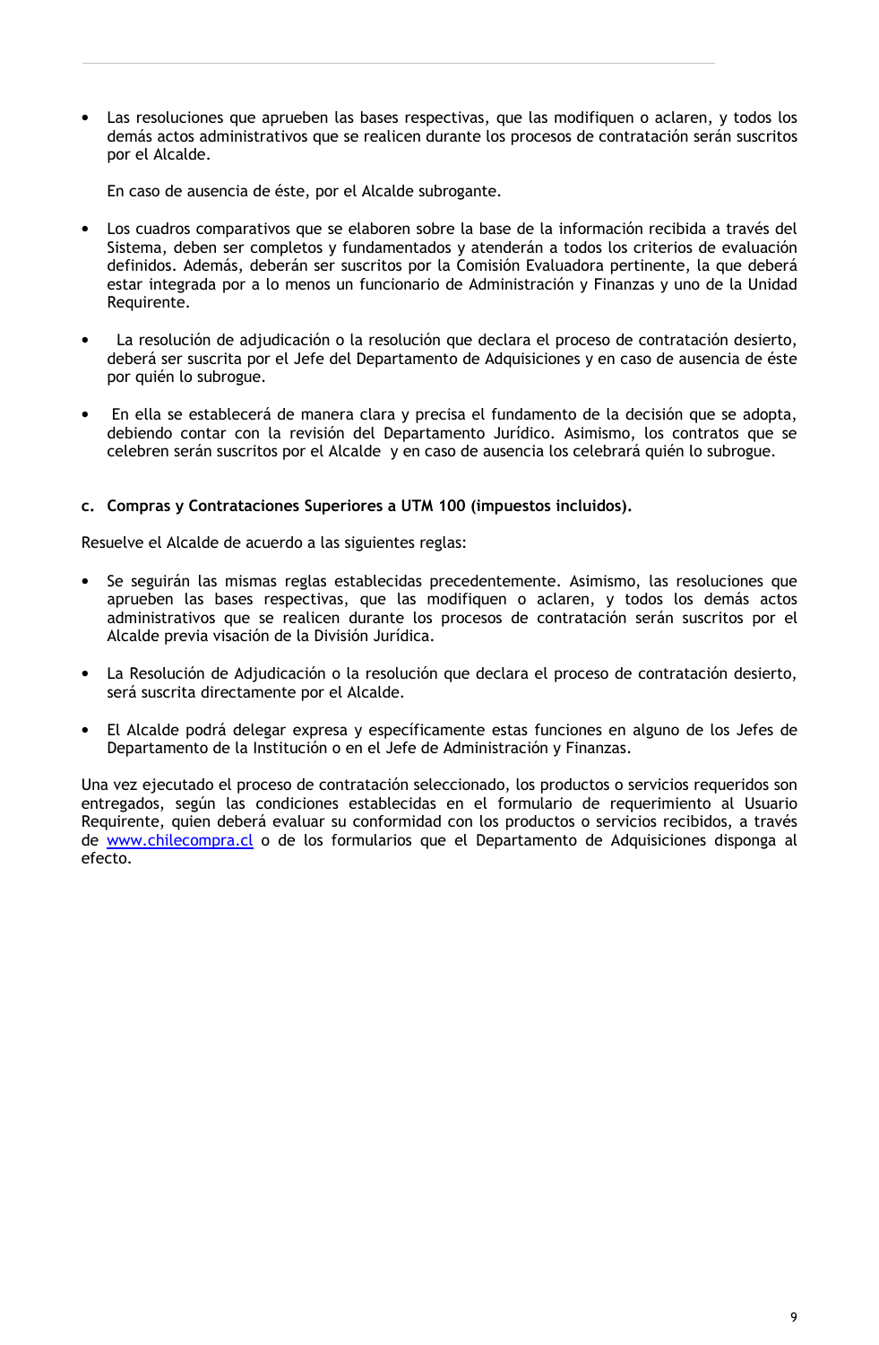- Las resoluciones que aprueben las bases respectivas, que las modifiquen o aclaren, y todos los demás actos administrativos que se realicen durante los procesos de contratación serán suscritos por el Alcalde.

  En caso de ausencia de éste, por el Alcalde subrogante.

- Los cuadros comparativos que se elaboren sobre la base de la información recibida a través del Sistema, deben ser completos y fundamentados y atenderán a todos los criterios de evaluación definidos. Además, deberán ser suscritos por la Comisión Evaluadora pertinente, la que deberá estar integrada por a lo menos un funcionario de Administración y Finanzas y uno de la Unidad Requirente.

- La resolución de adjudicación o la resolución que declara el proceso de contratación desierto, deberá ser suscrita por el Jefe del Departamento de Adquisiciones y en caso de ausencia de éste por quién lo subrogue.

- En ella se establecerá de manera clara y precisa el fundamento de la decisión que se adopta, debiendo contar con la revisión del Departamento Jurídico. Asimismo, los contratos que se celebren serán suscritos por el Alcalde y en caso de ausencia los celebrará quién lo subrogue.

**c. Compras y Contrataciones Superiores a UTM 100 (impuestos incluidos).**

Resuelve el Alcalde de acuerdo a las siguientes reglas:

- Se seguirán las mismas reglas establecidas precedentemente. Asimismo, las resoluciones que aprueben las bases respectivas, que las modifiquen o aclaren, y todos los demás actos administrativos que se realicen durante los procesos de contratación serán suscritos por el Alcalde previa visación de la División Jurídica.

- La Resolución de Adjudicación o la resolución que declara el proceso de contratación desierto, será suscrita directamente por el Alcalde.

- El Alcalde podrá delegar expresa y específicamente estas funciones en alguno de los Jefes de Departamento de la Institución o en el Jefe de Administración y Finanzas.

Una vez ejecutado el proceso de contratación seleccionado, los productos o servicios requeridos son entregados, según las condiciones establecidas en el formulario de requerimiento al Usuario Requirente, quien deberá evaluar su conformidad con los productos o servicios recibidos, a través de [www.chilecompra.cl](http://www.chilecompra.cl) o de los formularios que el Departamento de Adquisiciones disponga al efecto.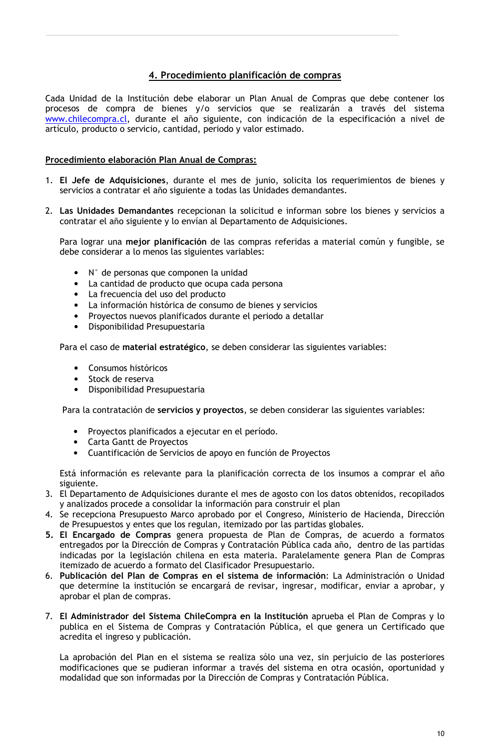## 4. Procedimiento planificación de compras

Cada Unidad de la Institución debe elaborar un Plan Anual de Compras que debe contener los procesos de compra de bienes y/o servicios que se realizarán a través del sistema www.chilecompra.cl, durante el año siguiente, con indicación de la especificación a nivel de artículo, producto o servicio, cantidad, periodo y valor estimado.

**Procedimiento elaboración Plan Anual de Compras:**

1. **El Jefe de Adquisiciones**, durante el mes de junio, solicita los requerimientos de bienes y servicios a contratar el año siguiente a todas las Unidades demandantes.

2. **Las Unidades Demandantes** recepcionan la solicitud e informan sobre los bienes y servicios a contratar el año siguiente y lo envían al Departamento de Adquisiciones.

   Para lograr una **mejor planificación** de las compras referidas a material común y fungible, se debe considerar a lo menos las siguientes variables:

   - N° de personas que componen la unidad
   - La cantidad de producto que ocupa cada persona
   - La frecuencia del uso del producto
   - La información histórica de consumo de bienes y servicios
   - Proyectos nuevos planificados durante el periodo a detallar
   - Disponibilidad Presupuestaria

   Para el caso de **material estratégico**, se deben considerar las siguientes variables:

   - Consumos históricos
   - Stock de reserva
   - Disponibilidad Presupuestaria

   Para la contratación de **servicios y proyectos**, se deben considerar las siguientes variables:

   - Proyectos planificados a ejecutar en el período.
   - Carta Gantt de Proyectos
   - Cuantificación de Servicios de apoyo en función de Proyectos

   Está información es relevante para la planificación correcta de los insumos a comprar el año siguiente.
3. El Departamento de Adquisiciones durante el mes de agosto con los datos obtenidos, recopilados y analizados procede a consolidar la información para construir el plan
4. Se recepciona Presupuesto Marco aprobado por el Congreso, Ministerio de Hacienda, Dirección de Presupuestos y entes que los regulan, itemizado por las partidas globales.
5. **El Encargado de Compras** genera propuesta de Plan de Compras, de acuerdo a formatos entregados por la Dirección de Compras y Contratación Pública cada año, dentro de las partidas indicadas por la legislación chilena en esta materia. Paralelamente genera Plan de Compras itemizado de acuerdo a formato del Clasificador Presupuestario.
6. **Publicación del Plan de Compras en el sistema de información**: La Administración o Unidad que determine la institución se encargará de revisar, ingresar, modificar, enviar a aprobar, y aprobar el plan de compras.

7. **El Administrador del Sistema ChileCompra en la Institución** aprueba el Plan de Compras y lo publica en el Sistema de Compras y Contratación Pública, el que genera un Certificado que acredita el ingreso y publicación.

   La aprobación del Plan en el sistema se realiza sólo una vez, sin perjuicio de las posteriores modificaciones que se pudieran informar a través del sistema en otra ocasión, oportunidad y modalidad que son informadas por la Dirección de Compras y Contratación Pública.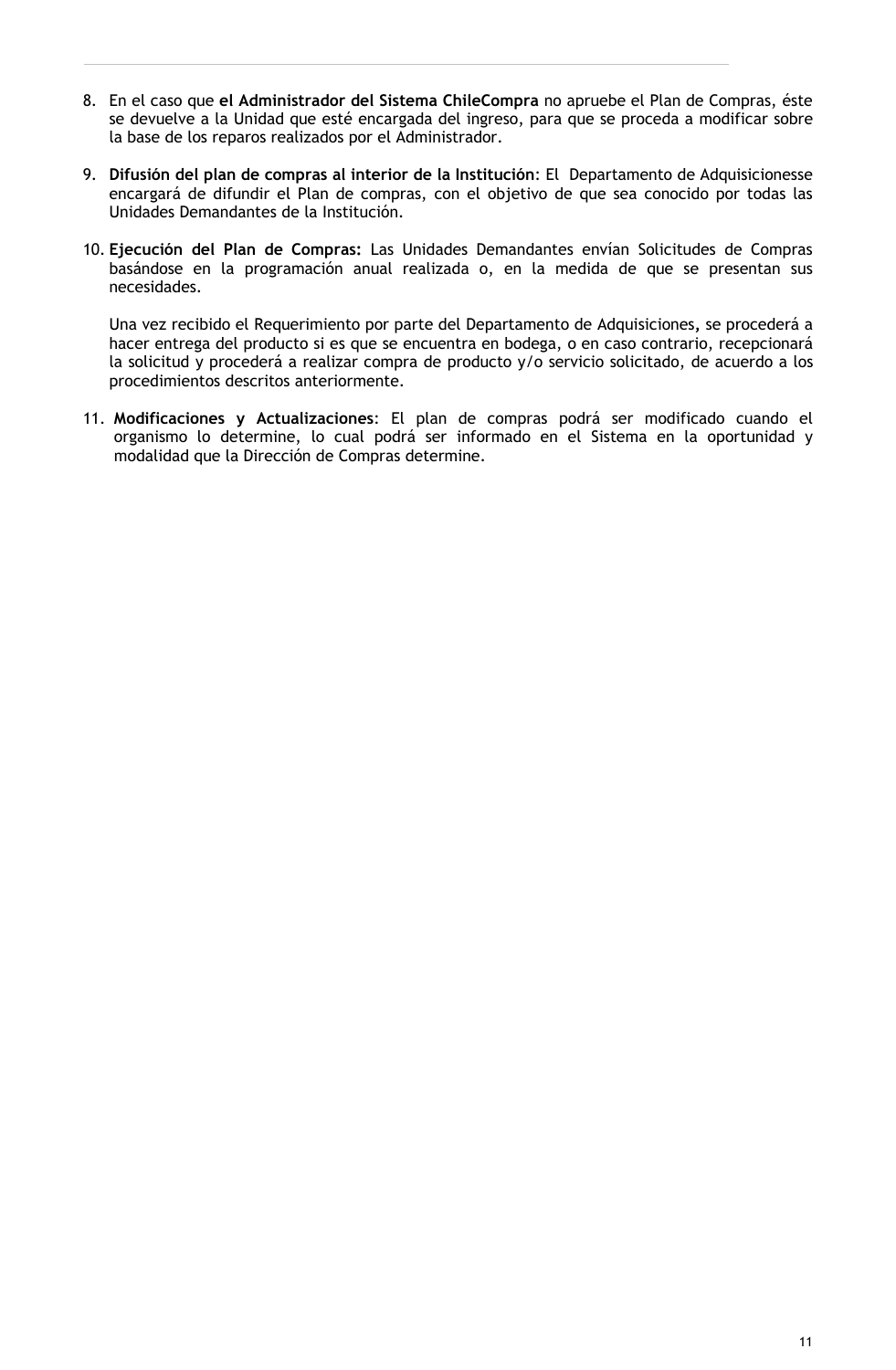8. En el caso que **el Administrador del Sistema ChileCompra** no apruebe el Plan de Compras, éste se devuelve a la Unidad que esté encargada del ingreso, para que se proceda a modificar sobre la base de los reparos realizados por el Administrador.

9. **Difusión del plan de compras al interior de la Institución**: El Departamento de Adquisicionesse encargará de difundir el Plan de compras, con el objetivo de que sea conocido por todas las Unidades Demandantes de la Institución.

10. **Ejecución del Plan de Compras:** Las Unidades Demandantes envían Solicitudes de Compras basándose en la programación anual realizada o, en la medida de que se presentan sus necesidades.

    Una vez recibido el Requerimiento por parte del Departamento de Adquisiciones**,** se procederá a hacer entrega del producto si es que se encuentra en bodega, o en caso contrario, recepcionará la solicitud y procederá a realizar compra de producto y/o servicio solicitado, de acuerdo a los procedimientos descritos anteriormente.

11. **Modificaciones y Actualizaciones**: El plan de compras podrá ser modificado cuando el organismo lo determine, lo cual podrá ser informado en el Sistema en la oportunidad y modalidad que la Dirección de Compras determine.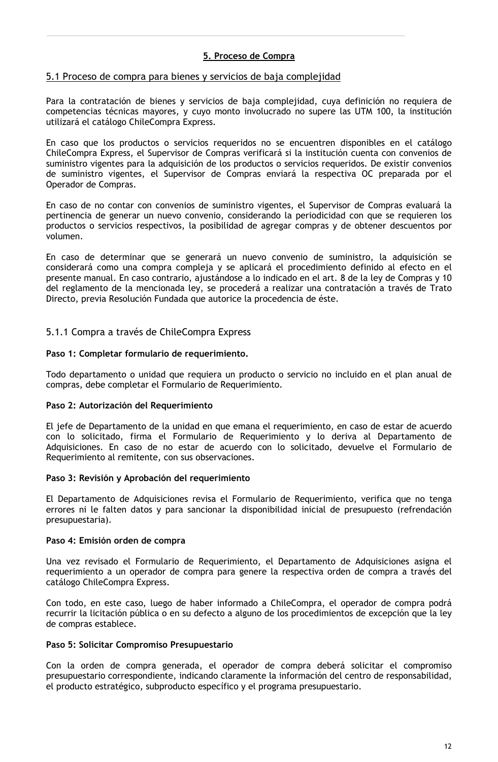## 5. Proceso de Compra

### 5.1 Proceso de compra para bienes y servicios de baja complejidad

Para la contratación de bienes y servicios de baja complejidad, cuya definición no requiera de competencias técnicas mayores, y cuyo monto involucrado no supere las UTM 100, la institución utilizará el catálogo ChileCompra Express.

En caso que los productos o servicios requeridos no se encuentren disponibles en el catálogo ChileCompra Express, el Supervisor de Compras verificará si la institución cuenta con convenios de suministro vigentes para la adquisición de los productos o servicios requeridos. De existir convenios de suministro vigentes, el Supervisor de Compras enviará la respectiva OC preparada por el Operador de Compras.

En caso de no contar con convenios de suministro vigentes, el Supervisor de Compras evaluará la pertinencia de generar un nuevo convenio, considerando la periodicidad con que se requieren los productos o servicios respectivos, la posibilidad de agregar compras y de obtener descuentos por volumen.

En caso de determinar que se generará un nuevo convenio de suministro, la adquisición se considerará como una compra compleja y se aplicará el procedimiento definido al efecto en el presente manual. En caso contrario, ajustándose a lo indicado en el art. 8 de la ley de Compras y 10 del reglamento de la mencionada ley, se procederá a realizar una contratación a través de Trato Directo, previa Resolución Fundada que autorice la procedencia de éste.

#### 5.1.1 Compra a través de ChileCompra Express

**Paso 1: Completar formulario de requerimiento.**

Todo departamento o unidad que requiera un producto o servicio no incluido en el plan anual de compras, debe completar el Formulario de Requerimiento.

**Paso 2: Autorización del Requerimiento**

El jefe de Departamento de la unidad en que emana el requerimiento, en caso de estar de acuerdo con lo solicitado, firma el Formulario de Requerimiento y lo deriva al Departamento de Adquisiciones. En caso de no estar de acuerdo con lo solicitado, devuelve el Formulario de Requerimiento al remitente, con sus observaciones.

**Paso 3: Revisión y Aprobación del requerimiento**

El Departamento de Adquisiciones revisa el Formulario de Requerimiento, verifica que no tenga errores ni le falten datos y para sancionar la disponibilidad inicial de presupuesto (refrendación presupuestaria).

**Paso 4: Emisión orden de compra**

Una vez revisado el Formulario de Requerimiento, el Departamento de Adquisiciones asigna el requerimiento a un operador de compra para genere la respectiva orden de compra a través del catálogo ChileCompra Express.

Con todo, en este caso, luego de haber informado a ChileCompra, el operador de compra podrá recurrir la licitación pública o en su defecto a alguno de los procedimientos de excepción que la ley de compras establece.

**Paso 5: Solicitar Compromiso Presupuestario**

Con la orden de compra generada, el operador de compra deberá solicitar el compromiso presupuestario correspondiente, indicando claramente la información del centro de responsabilidad, el producto estratégico, subproducto específico y el programa presupuestario.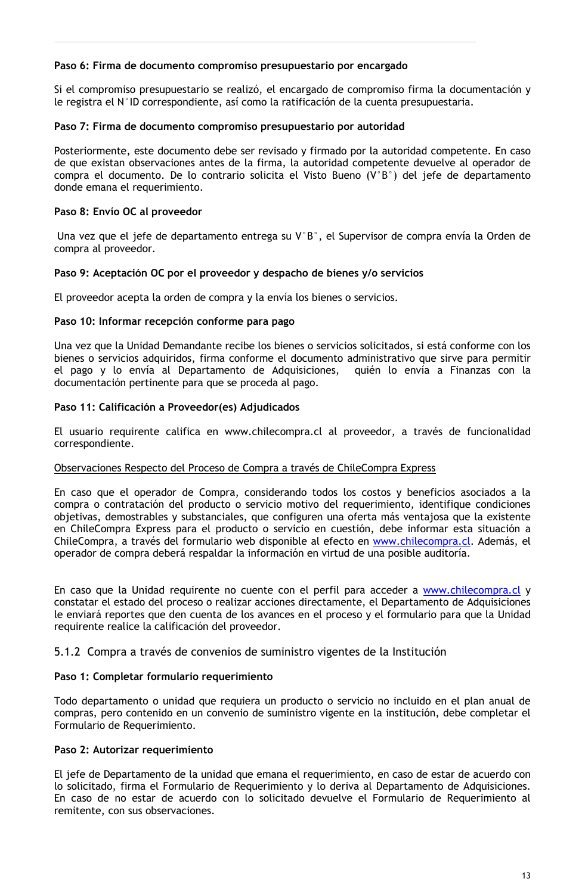**Paso 6: Firma de documento compromiso presupuestario por encargado**

Si el compromiso presupuestario se realizó, el encargado de compromiso firma la documentación y le registra el N°ID correspondiente, así como la ratificación de la cuenta presupuestaria.

**Paso 7: Firma de documento compromiso presupuestario por autoridad**

Posteriormente, este documento debe ser revisado y firmado por la autoridad competente. En caso de que existan observaciones antes de la firma, la autoridad competente devuelve al operador de compra el documento. De lo contrario solicita el Visto Bueno (V°B°) del jefe de departamento donde emana el requerimiento.

**Paso 8: Envío OC al proveedor**

Una vez que el jefe de departamento entrega su V°B°, el Supervisor de compra envía la Orden de compra al proveedor.

**Paso 9: Aceptación OC por el proveedor y despacho de bienes y/o servicios**

El proveedor acepta la orden de compra y la envía los bienes o servicios.

**Paso 10: Informar recepción conforme para pago**

Una vez que la Unidad Demandante recibe los bienes o servicios solicitados, si está conforme con los bienes o servicios adquiridos, firma conforme el documento administrativo que sirve para permitir el pago y lo envía al Departamento de Adquisiciones, quién lo envía a Finanzas con la documentación pertinente para que se proceda al pago.

**Paso 11: Calificación a Proveedor(es) Adjudicados**

El usuario requirente califica en www.chilecompra.cl al proveedor, a través de funcionalidad correspondiente.

Observaciones Respecto del Proceso de Compra a través de ChileCompra Express

En caso que el operador de Compra, considerando todos los costos y beneficios asociados a la compra o contratación del producto o servicio motivo del requerimiento, identifique condiciones objetivas, demostrables y substanciales, que configuren una oferta más ventajosa que la existente en ChileCompra Express para el producto o servicio en cuestión, debe informar esta situación a ChileCompra, a través del formulario web disponible al efecto en www.chilecompra.cl. Además, el operador de compra deberá respaldar la información en virtud de una posible auditoría.

En caso que la Unidad requirente no cuente con el perfil para acceder a www.chilecompra.cl y constatar el estado del proceso o realizar acciones directamente, el Departamento de Adquisiciones le enviará reportes que den cuenta de los avances en el proceso y el formulario para que la Unidad requirente realice la calificación del proveedor.

### 5.1.2 Compra a través de convenios de suministro vigentes de la Institución

**Paso 1: Completar formulario requerimiento**

Todo departamento o unidad que requiera un producto o servicio no incluido en el plan anual de compras, pero contenido en un convenio de suministro vigente en la institución, debe completar el Formulario de Requerimiento.

**Paso 2: Autorizar requerimiento**

El jefe de Departamento de la unidad que emana el requerimiento, en caso de estar de acuerdo con lo solicitado, firma el Formulario de Requerimiento y lo deriva al Departamento de Adquisiciones. En caso de no estar de acuerdo con lo solicitado devuelve el Formulario de Requerimiento al remitente, con sus observaciones.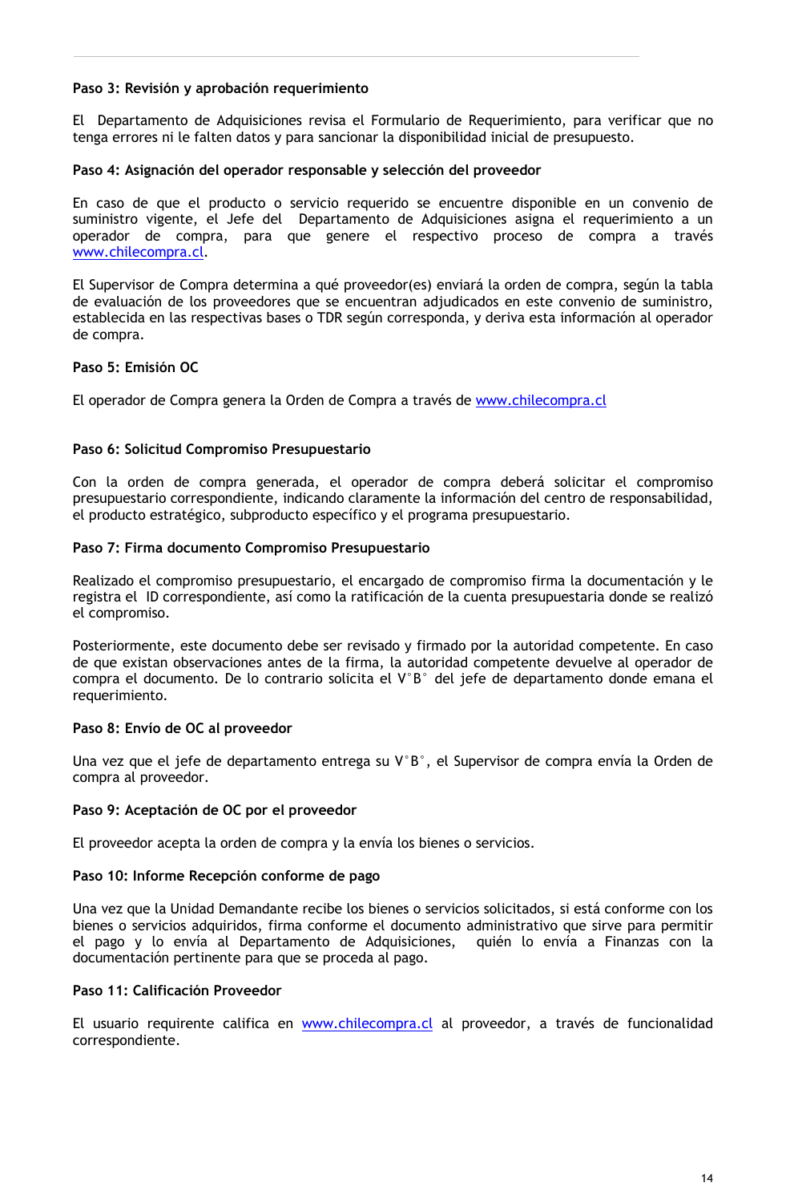**Paso 3: Revisión y aprobación requerimiento**

El Departamento de Adquisiciones revisa el Formulario de Requerimiento, para verificar que no tenga errores ni le falten datos y para sancionar la disponibilidad inicial de presupuesto.

**Paso 4: Asignación del operador responsable y selección del proveedor**

En caso de que el producto o servicio requerido se encuentre disponible en un convenio de suministro vigente, el Jefe del Departamento de Adquisiciones asigna el requerimiento a un operador de compra, para que genere el respectivo proceso de compra a través www.chilecompra.cl.

El Supervisor de Compra determina a qué proveedor(es) enviará la orden de compra, según la tabla de evaluación de los proveedores que se encuentran adjudicados en este convenio de suministro, establecida en las respectivas bases o TDR según corresponda, y deriva esta información al operador de compra.

**Paso 5: Emisión OC**

El operador de Compra genera la Orden de Compra a través de www.chilecompra.cl

**Paso 6: Solicitud Compromiso Presupuestario**

Con la orden de compra generada, el operador de compra deberá solicitar el compromiso presupuestario correspondiente, indicando claramente la información del centro de responsabilidad, el producto estratégico, subproducto específico y el programa presupuestario.

**Paso 7: Firma documento Compromiso Presupuestario**

Realizado el compromiso presupuestario, el encargado de compromiso firma la documentación y le registra el ID correspondiente, así como la ratificación de la cuenta presupuestaria donde se realizó el compromiso.

Posteriormente, este documento debe ser revisado y firmado por la autoridad competente. En caso de que existan observaciones antes de la firma, la autoridad competente devuelve al operador de compra el documento. De lo contrario solicita el V°B° del jefe de departamento donde emana el requerimiento.

**Paso 8: Envío de OC al proveedor**

Una vez que el jefe de departamento entrega su V°B°, el Supervisor de compra envía la Orden de compra al proveedor.

**Paso 9: Aceptación de OC por el proveedor**

El proveedor acepta la orden de compra y la envía los bienes o servicios.

**Paso 10: Informe Recepción conforme de pago**

Una vez que la Unidad Demandante recibe los bienes o servicios solicitados, si está conforme con los bienes o servicios adquiridos, firma conforme el documento administrativo que sirve para permitir el pago y lo envía al Departamento de Adquisiciones, quién lo envía a Finanzas con la documentación pertinente para que se proceda al pago.

**Paso 11: Calificación Proveedor**

El usuario requirente califica en www.chilecompra.cl al proveedor, a través de funcionalidad correspondiente.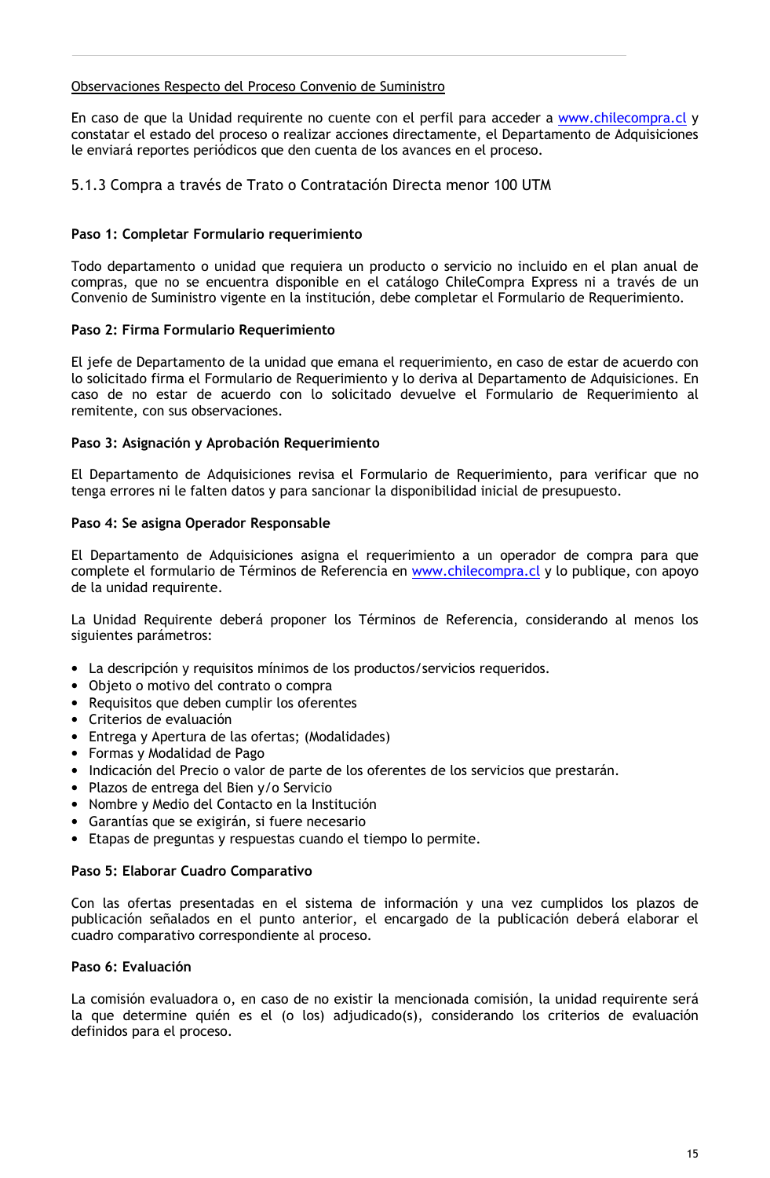Observaciones Respecto del Proceso Convenio de Suministro

En caso de que la Unidad requirente no cuente con el perfil para acceder a www.chilecompra.cl y constatar el estado del proceso o realizar acciones directamente, el Departamento de Adquisiciones le enviará reportes periódicos que den cuenta de los avances en el proceso.

### 5.1.3 Compra a través de Trato o Contratación Directa menor 100 UTM

**Paso 1: Completar Formulario requerimiento**

Todo departamento o unidad que requiera un producto o servicio no incluido en el plan anual de compras, que no se encuentra disponible en el catálogo ChileCompra Express ni a través de un Convenio de Suministro vigente en la institución, debe completar el Formulario de Requerimiento.

**Paso 2: Firma Formulario Requerimiento**

El jefe de Departamento de la unidad que emana el requerimiento, en caso de estar de acuerdo con lo solicitado firma el Formulario de Requerimiento y lo deriva al Departamento de Adquisiciones. En caso de no estar de acuerdo con lo solicitado devuelve el Formulario de Requerimiento al remitente, con sus observaciones.

**Paso 3: Asignación y Aprobación Requerimiento**

El Departamento de Adquisiciones revisa el Formulario de Requerimiento, para verificar que no tenga errores ni le falten datos y para sancionar la disponibilidad inicial de presupuesto.

**Paso 4: Se asigna Operador Responsable**

El Departamento de Adquisiciones asigna el requerimiento a un operador de compra para que complete el formulario de Términos de Referencia en www.chilecompra.cl y lo publique, con apoyo de la unidad requirente.

La Unidad Requirente deberá proponer los Términos de Referencia, considerando al menos los siguientes parámetros:

- La descripción y requisitos mínimos de los productos/servicios requeridos.
- Objeto o motivo del contrato o compra
- Requisitos que deben cumplir los oferentes
- Criterios de evaluación
- Entrega y Apertura de las ofertas; (Modalidades)
- Formas y Modalidad de Pago
- Indicación del Precio o valor de parte de los oferentes de los servicios que prestarán.
- Plazos de entrega del Bien y/o Servicio
- Nombre y Medio del Contacto en la Institución
- Garantías que se exigirán, si fuere necesario
- Etapas de preguntas y respuestas cuando el tiempo lo permite.

**Paso 5: Elaborar Cuadro Comparativo**

Con las ofertas presentadas en el sistema de información y una vez cumplidos los plazos de publicación señalados en el punto anterior, el encargado de la publicación deberá elaborar el cuadro comparativo correspondiente al proceso.

**Paso 6: Evaluación**

La comisión evaluadora o, en caso de no existir la mencionada comisión, la unidad requirente será la que determine quién es el (o los) adjudicado(s), considerando los criterios de evaluación definidos para el proceso.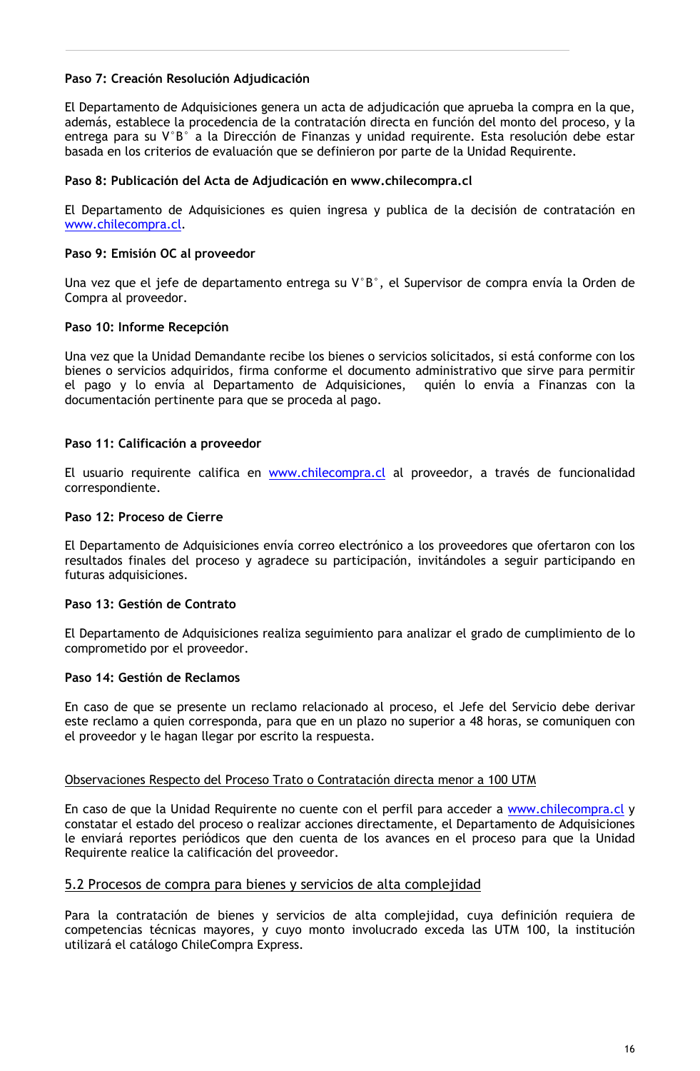**Paso 7: Creación Resolución Adjudicación**

El Departamento de Adquisiciones genera un acta de adjudicación que aprueba la compra en la que, además, establece la procedencia de la contratación directa en función del monto del proceso, y la entrega para su V°B° a la Dirección de Finanzas y unidad requirente. Esta resolución debe estar basada en los criterios de evaluación que se definieron por parte de la Unidad Requirente.

**Paso 8: Publicación del Acta de Adjudicación en www.chilecompra.cl**

El Departamento de Adquisiciones es quien ingresa y publica de la decisión de contratación en www.chilecompra.cl.

**Paso 9: Emisión OC al proveedor**

Una vez que el jefe de departamento entrega su V°B°, el Supervisor de compra envía la Orden de Compra al proveedor.

**Paso 10: Informe Recepción**

Una vez que la Unidad Demandante recibe los bienes o servicios solicitados, si está conforme con los bienes o servicios adquiridos, firma conforme el documento administrativo que sirve para permitir el pago y lo envía al Departamento de Adquisiciones, quién lo envía a Finanzas con la documentación pertinente para que se proceda al pago.

**Paso 11: Calificación a proveedor**

El usuario requirente califica en www.chilecompra.cl al proveedor, a través de funcionalidad correspondiente.

**Paso 12: Proceso de Cierre**

El Departamento de Adquisiciones envía correo electrónico a los proveedores que ofertaron con los resultados finales del proceso y agradece su participación, invitándoles a seguir participando en futuras adquisiciones.

**Paso 13: Gestión de Contrato**

El Departamento de Adquisiciones realiza seguimiento para analizar el grado de cumplimiento de lo comprometido por el proveedor.

**Paso 14: Gestión de Reclamos**

En caso de que se presente un reclamo relacionado al proceso, el Jefe del Servicio debe derivar este reclamo a quien corresponda, para que en un plazo no superior a 48 horas, se comuniquen con el proveedor y le hagan llegar por escrito la respuesta.

Observaciones Respecto del Proceso Trato o Contratación directa menor a 100 UTM

En caso de que la Unidad Requirente no cuente con el perfil para acceder a www.chilecompra.cl y constatar el estado del proceso o realizar acciones directamente, el Departamento de Adquisiciones le enviará reportes periódicos que den cuenta de los avances en el proceso para que la Unidad Requirente realice la calificación del proveedor.

## 5.2 Procesos de compra para bienes y servicios de alta complejidad

Para la contratación de bienes y servicios de alta complejidad, cuya definición requiera de competencias técnicas mayores, y cuyo monto involucrado exceda las UTM 100, la institución utilizará el catálogo ChileCompra Express.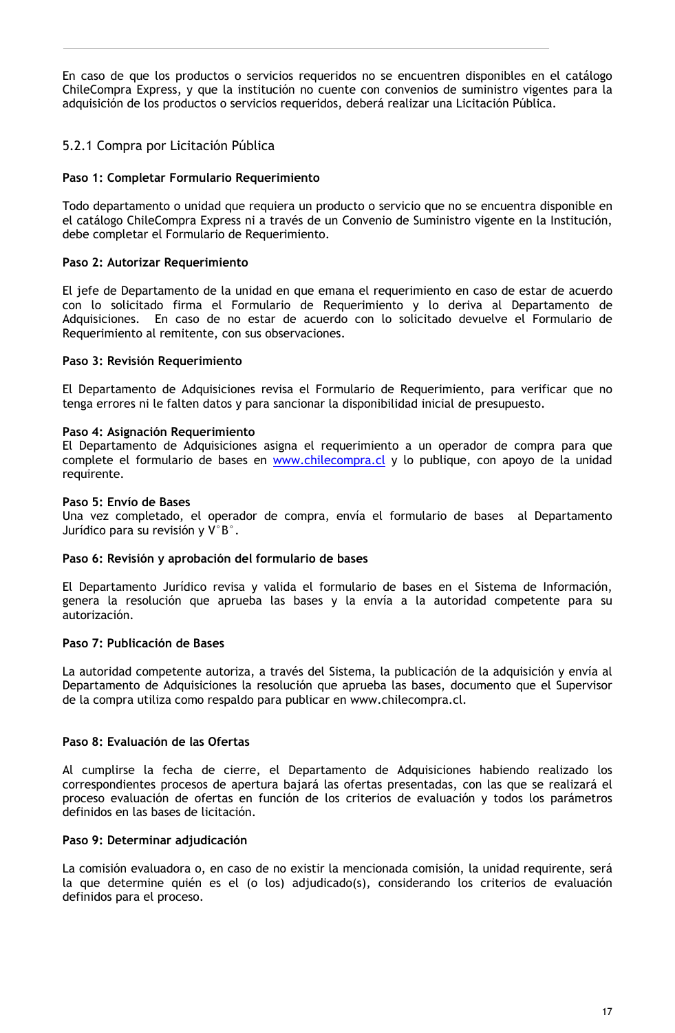En caso de que los productos o servicios requeridos no se encuentren disponibles en el catálogo ChileCompra Express, y que la institución no cuente con convenios de suministro vigentes para la adquisición de los productos o servicios requeridos, deberá realizar una Licitación Pública.

### 5.2.1 Compra por Licitación Pública

**Paso 1: Completar Formulario Requerimiento**

Todo departamento o unidad que requiera un producto o servicio que no se encuentra disponible en el catálogo ChileCompra Express ni a través de un Convenio de Suministro vigente en la Institución, debe completar el Formulario de Requerimiento.

**Paso 2: Autorizar Requerimiento**

El jefe de Departamento de la unidad en que emana el requerimiento en caso de estar de acuerdo con lo solicitado firma el Formulario de Requerimiento y lo deriva al Departamento de Adquisiciones. En caso de no estar de acuerdo con lo solicitado devuelve el Formulario de Requerimiento al remitente, con sus observaciones.

**Paso 3: Revisión Requerimiento**

El Departamento de Adquisiciones revisa el Formulario de Requerimiento, para verificar que no tenga errores ni le falten datos y para sancionar la disponibilidad inicial de presupuesto.

**Paso 4: Asignación Requerimiento**
El Departamento de Adquisiciones asigna el requerimiento a un operador de compra para que complete el formulario de bases en www.chilecompra.cl y lo publique, con apoyo de la unidad requirente.

**Paso 5: Envío de Bases**
Una vez completado, el operador de compra, envía el formulario de bases al Departamento Jurídico para su revisión y V°B°.

**Paso 6: Revisión y aprobación del formulario de bases**

El Departamento Jurídico revisa y valida el formulario de bases en el Sistema de Información, genera la resolución que aprueba las bases y la envía a la autoridad competente para su autorización.

**Paso 7: Publicación de Bases**

La autoridad competente autoriza, a través del Sistema, la publicación de la adquisición y envía al Departamento de Adquisiciones la resolución que aprueba las bases, documento que el Supervisor de la compra utiliza como respaldo para publicar en www.chilecompra.cl.

**Paso 8: Evaluación de las Ofertas**

Al cumplirse la fecha de cierre, el Departamento de Adquisiciones habiendo realizado los correspondientes procesos de apertura bajará las ofertas presentadas, con las que se realizará el proceso evaluación de ofertas en función de los criterios de evaluación y todos los parámetros definidos en las bases de licitación.

**Paso 9: Determinar adjudicación**

La comisión evaluadora o, en caso de no existir la mencionada comisión, la unidad requirente, será la que determine quién es el (o los) adjudicado(s), considerando los criterios de evaluación definidos para el proceso.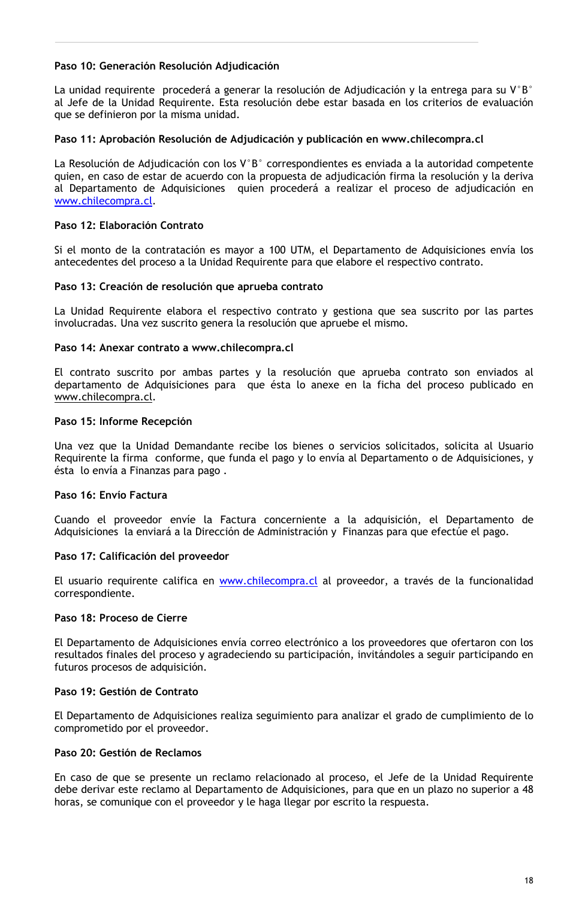**Paso 10: Generación Resolución Adjudicación**

La unidad requirente procederá a generar la resolución de Adjudicación y la entrega para su V°B° al Jefe de la Unidad Requirente. Esta resolución debe estar basada en los criterios de evaluación que se definieron por la misma unidad.

**Paso 11: Aprobación Resolución de Adjudicación y publicación en www.chilecompra.cl**

La Resolución de Adjudicación con los V°B° correspondientes es enviada a la autoridad competente quien, en caso de estar de acuerdo con la propuesta de adjudicación firma la resolución y la deriva al Departamento de Adquisiciones quien procederá a realizar el proceso de adjudicación en www.chilecompra.cl.

**Paso 12: Elaboración Contrato**

Si el monto de la contratación es mayor a 100 UTM, el Departamento de Adquisiciones envía los antecedentes del proceso a la Unidad Requirente para que elabore el respectivo contrato.

**Paso 13: Creación de resolución que aprueba contrato**

La Unidad Requirente elabora el respectivo contrato y gestiona que sea suscrito por las partes involucradas. Una vez suscrito genera la resolución que apruebe el mismo.

**Paso 14: Anexar contrato a www.chilecompra.cl**

El contrato suscrito por ambas partes y la resolución que aprueba contrato son enviados al departamento de Adquisiciones para que ésta lo anexe en la ficha del proceso publicado en www.chilecompra.cl.

**Paso 15: Informe Recepción**

Una vez que la Unidad Demandante recibe los bienes o servicios solicitados, solicita al Usuario Requirente la firma conforme, que funda el pago y lo envía al Departamento o de Adquisiciones, y ésta lo envía a Finanzas para pago .

**Paso 16: Envío Factura**

Cuando el proveedor envíe la Factura concerniente a la adquisición, el Departamento de Adquisiciones la enviará a la Dirección de Administración y Finanzas para que efectúe el pago.

**Paso 17: Calificación del proveedor**

El usuario requirente califica en www.chilecompra.cl al proveedor, a través de la funcionalidad correspondiente.

**Paso 18: Proceso de Cierre**

El Departamento de Adquisiciones envía correo electrónico a los proveedores que ofertaron con los resultados finales del proceso y agradeciendo su participación, invitándoles a seguir participando en futuros procesos de adquisición.

**Paso 19: Gestión de Contrato**

El Departamento de Adquisiciones realiza seguimiento para analizar el grado de cumplimiento de lo comprometido por el proveedor.

**Paso 20: Gestión de Reclamos**

En caso de que se presente un reclamo relacionado al proceso, el Jefe de la Unidad Requirente debe derivar este reclamo al Departamento de Adquisiciones, para que en un plazo no superior a 48 horas, se comunique con el proveedor y le haga llegar por escrito la respuesta.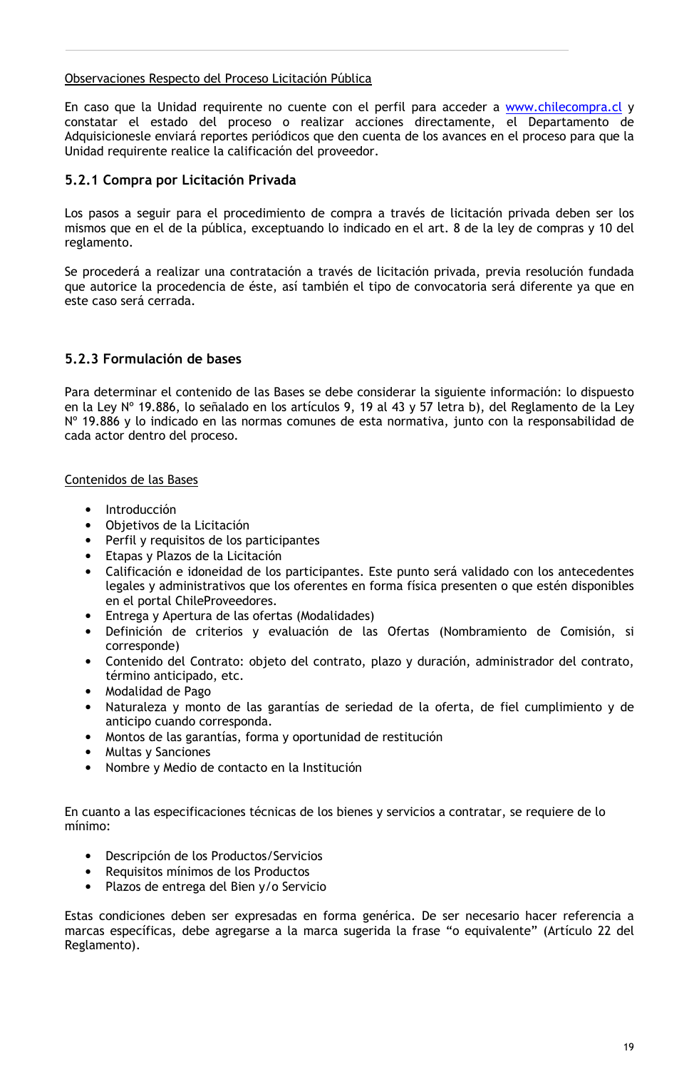Observaciones Respecto del Proceso Licitación Pública

En caso que la Unidad requirente no cuente con el perfil para acceder a www.chilecompra.cl y constatar el estado del proceso o realizar acciones directamente, el Departamento de Adquisicionesle enviará reportes periódicos que den cuenta de los avances en el proceso para que la Unidad requirente realice la calificación del proveedor.

### 5.2.1 Compra por Licitación Privada

Los pasos a seguir para el procedimiento de compra a través de licitación privada deben ser los mismos que en el de la pública, exceptuando lo indicado en el art. 8 de la ley de compras y 10 del reglamento.

Se procederá a realizar una contratación a través de licitación privada, previa resolución fundada que autorice la procedencia de éste, así también el tipo de convocatoria será diferente ya que en este caso será cerrada.

### 5.2.3 Formulación de bases

Para determinar el contenido de las Bases se debe considerar la siguiente información: lo dispuesto en la Ley Nº 19.886, lo señalado en los artículos 9, 19 al 43 y 57 letra b), del Reglamento de la Ley Nº 19.886 y lo indicado en las normas comunes de esta normativa, junto con la responsabilidad de cada actor dentro del proceso.

Contenidos de las Bases

- Introducción
- Objetivos de la Licitación
- Perfil y requisitos de los participantes
- Etapas y Plazos de la Licitación
- Calificación e idoneidad de los participantes. Este punto será validado con los antecedentes legales y administrativos que los oferentes en forma física presenten o que estén disponibles en el portal ChileProveedores.
- Entrega y Apertura de las ofertas (Modalidades)
- Definición de criterios y evaluación de las Ofertas (Nombramiento de Comisión, si corresponde)
- Contenido del Contrato: objeto del contrato, plazo y duración, administrador del contrato, término anticipado, etc.
- Modalidad de Pago
- Naturaleza y monto de las garantías de seriedad de la oferta, de fiel cumplimiento y de anticipo cuando corresponda.
- Montos de las garantías, forma y oportunidad de restitución
- Multas y Sanciones
- Nombre y Medio de contacto en la Institución

En cuanto a las especificaciones técnicas de los bienes y servicios a contratar, se requiere de lo mínimo:

- Descripción de los Productos/Servicios
- Requisitos mínimos de los Productos
- Plazos de entrega del Bien y/o Servicio

Estas condiciones deben ser expresadas en forma genérica. De ser necesario hacer referencia a marcas específicas, debe agregarse a la marca sugerida la frase "o equivalente" (Artículo 22 del Reglamento).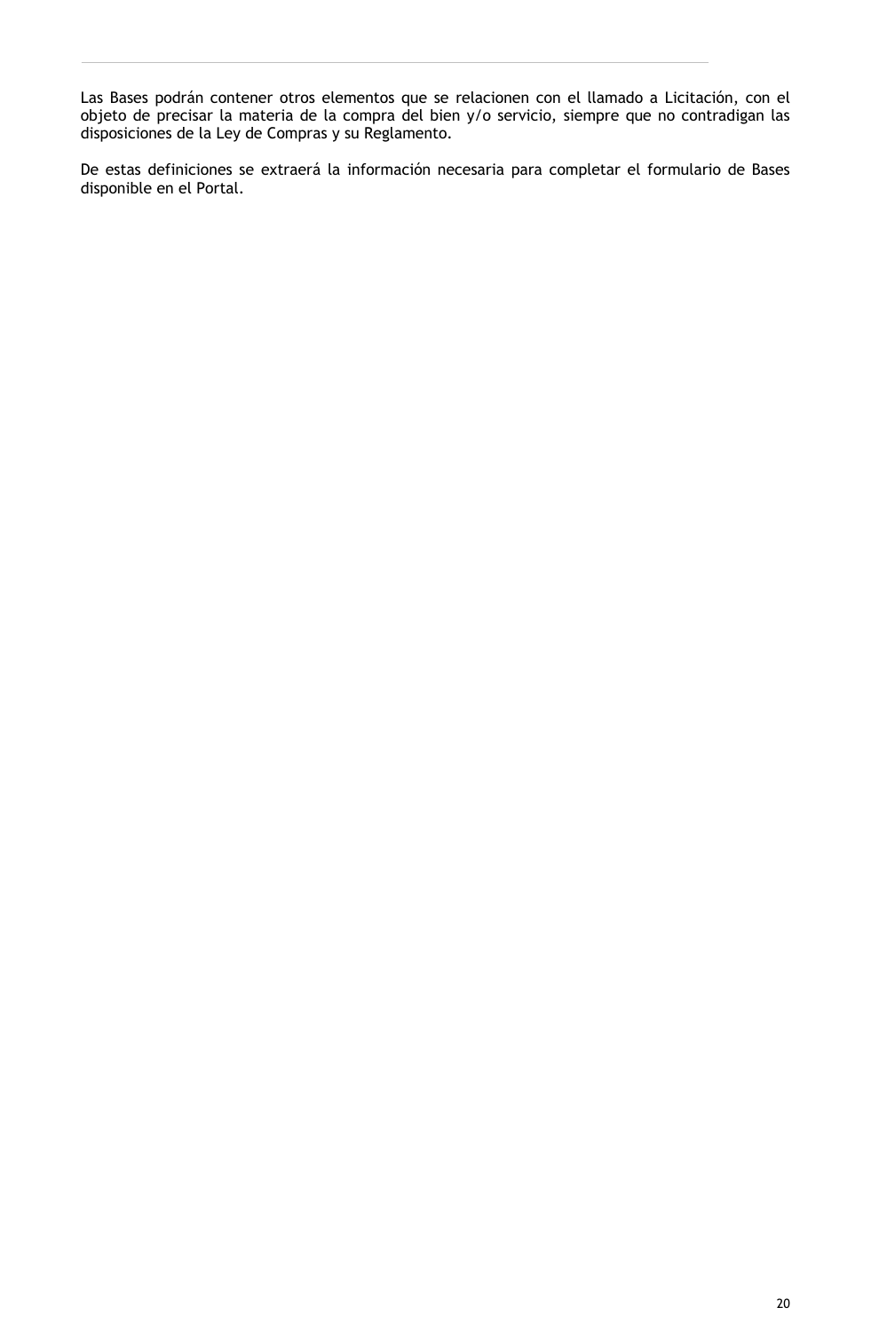Las Bases podrán contener otros elementos que se relacionen con el llamado a Licitación, con el objeto de precisar la materia de la compra del bien y/o servicio, siempre que no contradigan las disposiciones de la Ley de Compras y su Reglamento.

De estas definiciones se extraerá la información necesaria para completar el formulario de Bases disponible en el Portal.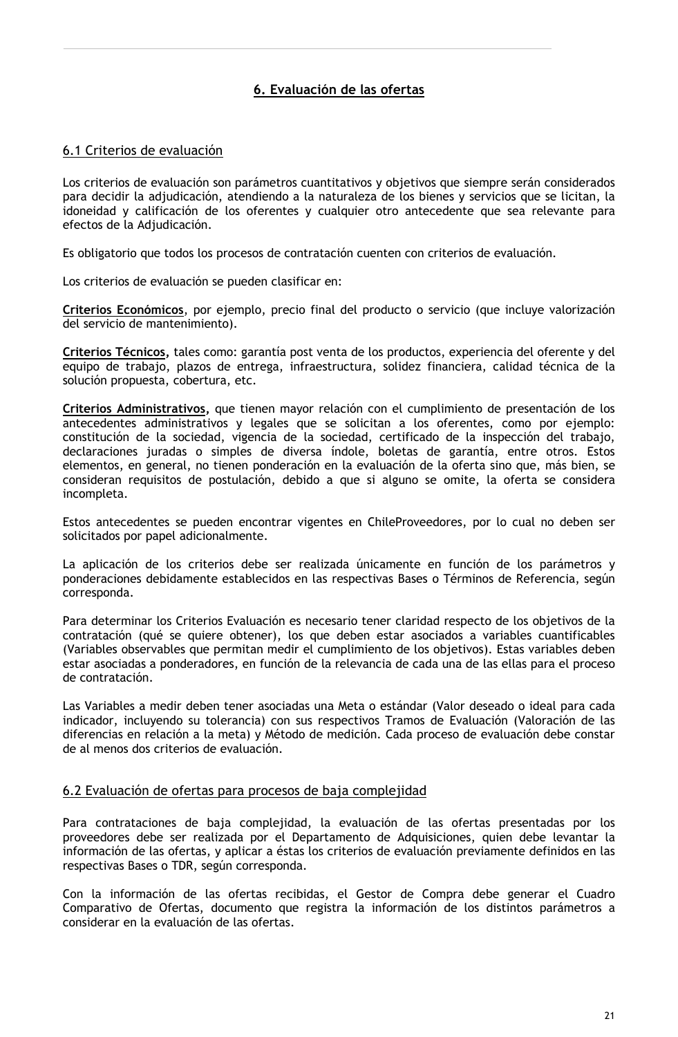## 6. Evaluación de las ofertas

### 6.1 Criterios de evaluación

Los criterios de evaluación son parámetros cuantitativos y objetivos que siempre serán considerados para decidir la adjudicación, atendiendo a la naturaleza de los bienes y servicios que se licitan, la idoneidad y calificación de los oferentes y cualquier otro antecedente que sea relevante para efectos de la Adjudicación.

Es obligatorio que todos los procesos de contratación cuenten con criterios de evaluación.

Los criterios de evaluación se pueden clasificar en:

**Criterios Económicos**, por ejemplo, precio final del producto o servicio (que incluye valorización del servicio de mantenimiento).

**Criterios Técnicos,** tales como: garantía post venta de los productos, experiencia del oferente y del equipo de trabajo, plazos de entrega, infraestructura, solidez financiera, calidad técnica de la solución propuesta, cobertura, etc.

**Criterios Administrativos,** que tienen mayor relación con el cumplimiento de presentación de los antecedentes administrativos y legales que se solicitan a los oferentes, como por ejemplo: constitución de la sociedad, vigencia de la sociedad, certificado de la inspección del trabajo, declaraciones juradas o simples de diversa índole, boletas de garantía, entre otros. Estos elementos, en general, no tienen ponderación en la evaluación de la oferta sino que, más bien, se consideran requisitos de postulación, debido a que si alguno se omite, la oferta se considera incompleta.

Estos antecedentes se pueden encontrar vigentes en ChileProveedores, por lo cual no deben ser solicitados por papel adicionalmente.

La aplicación de los criterios debe ser realizada únicamente en función de los parámetros y ponderaciones debidamente establecidos en las respectivas Bases o Términos de Referencia, según corresponda.

Para determinar los Criterios Evaluación es necesario tener claridad respecto de los objetivos de la contratación (qué se quiere obtener), los que deben estar asociados a variables cuantificables (Variables observables que permitan medir el cumplimiento de los objetivos). Estas variables deben estar asociadas a ponderadores, en función de la relevancia de cada una de las ellas para el proceso de contratación.

Las Variables a medir deben tener asociadas una Meta o estándar (Valor deseado o ideal para cada indicador, incluyendo su tolerancia) con sus respectivos Tramos de Evaluación (Valoración de las diferencias en relación a la meta) y Método de medición. Cada proceso de evaluación debe constar de al menos dos criterios de evaluación.

### 6.2 Evaluación de ofertas para procesos de baja complejidad

Para contrataciones de baja complejidad, la evaluación de las ofertas presentadas por los proveedores debe ser realizada por el Departamento de Adquisiciones, quien debe levantar la información de las ofertas, y aplicar a éstas los criterios de evaluación previamente definidos en las respectivas Bases o TDR, según corresponda.

Con la información de las ofertas recibidas, el Gestor de Compra debe generar el Cuadro Comparativo de Ofertas, documento que registra la información de los distintos parámetros a considerar en la evaluación de las ofertas.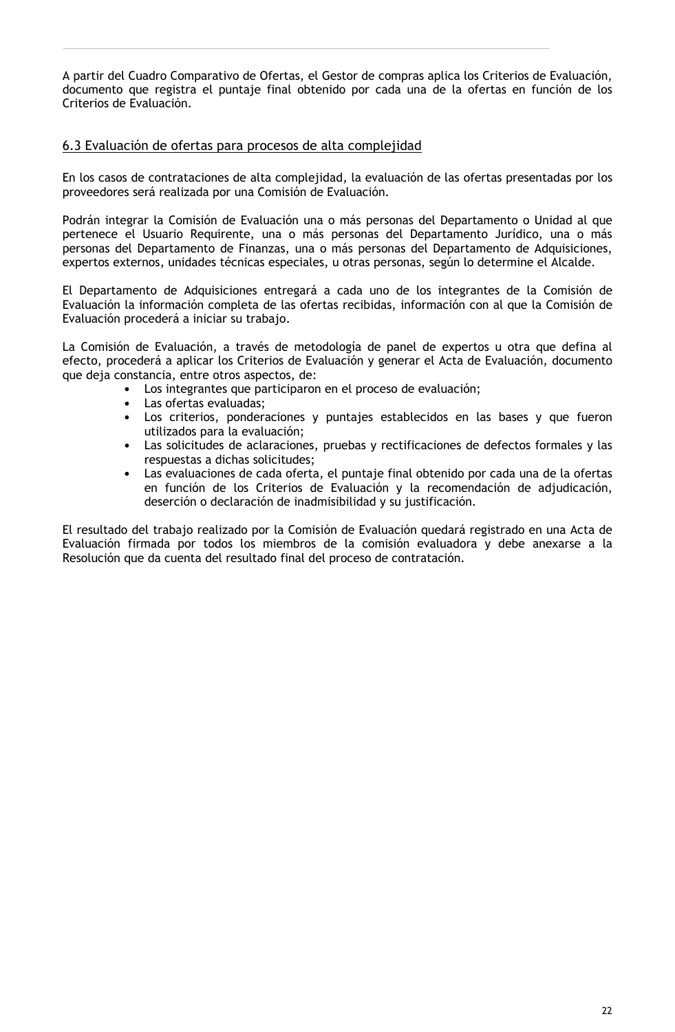A partir del Cuadro Comparativo de Ofertas, el Gestor de compras aplica los Criterios de Evaluación, documento que registra el puntaje final obtenido por cada una de la ofertas en función de los Criterios de Evaluación.

## 6.3 Evaluación de ofertas para procesos de alta complejidad

En los casos de contrataciones de alta complejidad, la evaluación de las ofertas presentadas por los proveedores será realizada por una Comisión de Evaluación.

Podrán integrar la Comisión de Evaluación una o más personas del Departamento o Unidad al que pertenece el Usuario Requirente, una o más personas del Departamento Jurídico, una o más personas del Departamento de Finanzas, una o más personas del Departamento de Adquisiciones, expertos externos, unidades técnicas especiales, u otras personas, según lo determine el Alcalde.

El Departamento de Adquisiciones entregará a cada uno de los integrantes de la Comisión de Evaluación la información completa de las ofertas recibidas, información con al que la Comisión de Evaluación procederá a iniciar su trabajo.

La Comisión de Evaluación, a través de metodología de panel de expertos u otra que defina al efecto, procederá a aplicar los Criterios de Evaluación y generar el Acta de Evaluación, documento que deja constancia, entre otros aspectos, de:

- Los integrantes que participaron en el proceso de evaluación;
- Las ofertas evaluadas;
- Los criterios, ponderaciones y puntajes establecidos en las bases y que fueron utilizados para la evaluación;
- Las solicitudes de aclaraciones, pruebas y rectificaciones de defectos formales y las respuestas a dichas solicitudes;
- Las evaluaciones de cada oferta, el puntaje final obtenido por cada una de la ofertas en función de los Criterios de Evaluación y la recomendación de adjudicación, deserción o declaración de inadmisibilidad y su justificación.

El resultado del trabajo realizado por la Comisión de Evaluación quedará registrado en una Acta de Evaluación firmada por todos los miembros de la comisión evaluadora y debe anexarse a la Resolución que da cuenta del resultado final del proceso de contratación.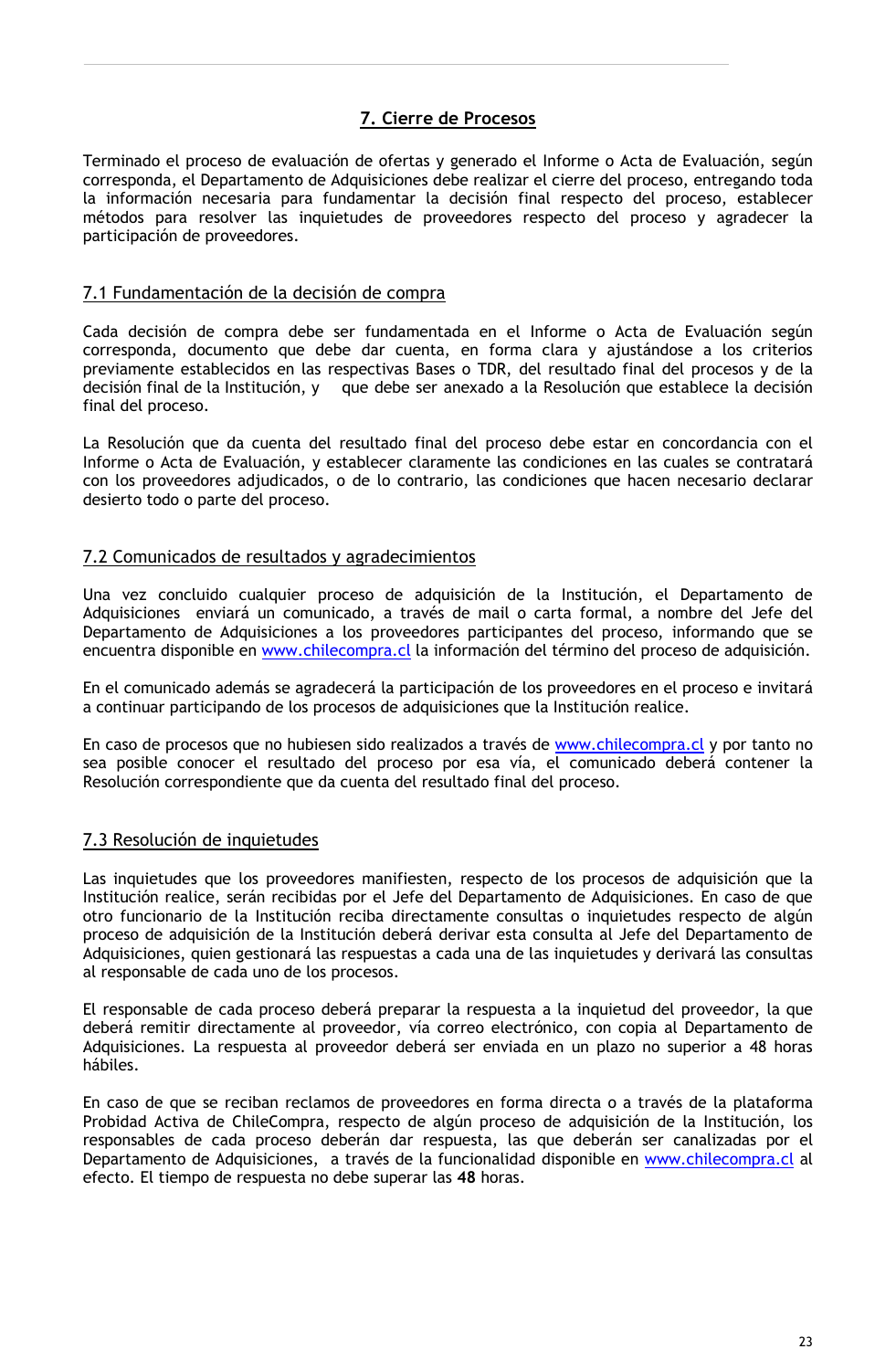## 7. Cierre de Procesos

Terminado el proceso de evaluación de ofertas y generado el Informe o Acta de Evaluación, según corresponda, el Departamento de Adquisiciones debe realizar el cierre del proceso, entregando toda la información necesaria para fundamentar la decisión final respecto del proceso, establecer métodos para resolver las inquietudes de proveedores respecto del proceso y agradecer la participación de proveedores.

### 7.1 Fundamentación de la decisión de compra

Cada decisión de compra debe ser fundamentada en el Informe o Acta de Evaluación según corresponda, documento que debe dar cuenta, en forma clara y ajustándose a los criterios previamente establecidos en las respectivas Bases o TDR, del resultado final del procesos y de la decisión final de la Institución, y que debe ser anexado a la Resolución que establece la decisión final del proceso.

La Resolución que da cuenta del resultado final del proceso debe estar en concordancia con el Informe o Acta de Evaluación, y establecer claramente las condiciones en las cuales se contratará con los proveedores adjudicados, o de lo contrario, las condiciones que hacen necesario declarar desierto todo o parte del proceso.

### 7.2 Comunicados de resultados y agradecimientos

Una vez concluido cualquier proceso de adquisición de la Institución, el Departamento de Adquisiciones enviará un comunicado, a través de mail o carta formal, a nombre del Jefe del Departamento de Adquisiciones a los proveedores participantes del proceso, informando que se encuentra disponible en www.chilecompra.cl la información del término del proceso de adquisición.

En el comunicado además se agradecerá la participación de los proveedores en el proceso e invitará a continuar participando de los procesos de adquisiciones que la Institución realice.

En caso de procesos que no hubiesen sido realizados a través de www.chilecompra.cl y por tanto no sea posible conocer el resultado del proceso por esa vía, el comunicado deberá contener la Resolución correspondiente que da cuenta del resultado final del proceso.

### 7.3 Resolución de inquietudes

Las inquietudes que los proveedores manifiesten, respecto de los procesos de adquisición que la Institución realice, serán recibidas por el Jefe del Departamento de Adquisiciones. En caso de que otro funcionario de la Institución reciba directamente consultas o inquietudes respecto de algún proceso de adquisición de la Institución deberá derivar esta consulta al Jefe del Departamento de Adquisiciones, quien gestionará las respuestas a cada una de las inquietudes y derivará las consultas al responsable de cada uno de los procesos.

El responsable de cada proceso deberá preparar la respuesta a la inquietud del proveedor, la que deberá remitir directamente al proveedor, vía correo electrónico, con copia al Departamento de Adquisiciones. La respuesta al proveedor deberá ser enviada en un plazo no superior a 48 horas hábiles.

En caso de que se reciban reclamos de proveedores en forma directa o a través de la plataforma Probidad Activa de ChileCompra, respecto de algún proceso de adquisición de la Institución, los responsables de cada proceso deberán dar respuesta, las que deberán ser canalizadas por el Departamento de Adquisiciones, a través de la funcionalidad disponible en www.chilecompra.cl al efecto. El tiempo de respuesta no debe superar las **48** horas.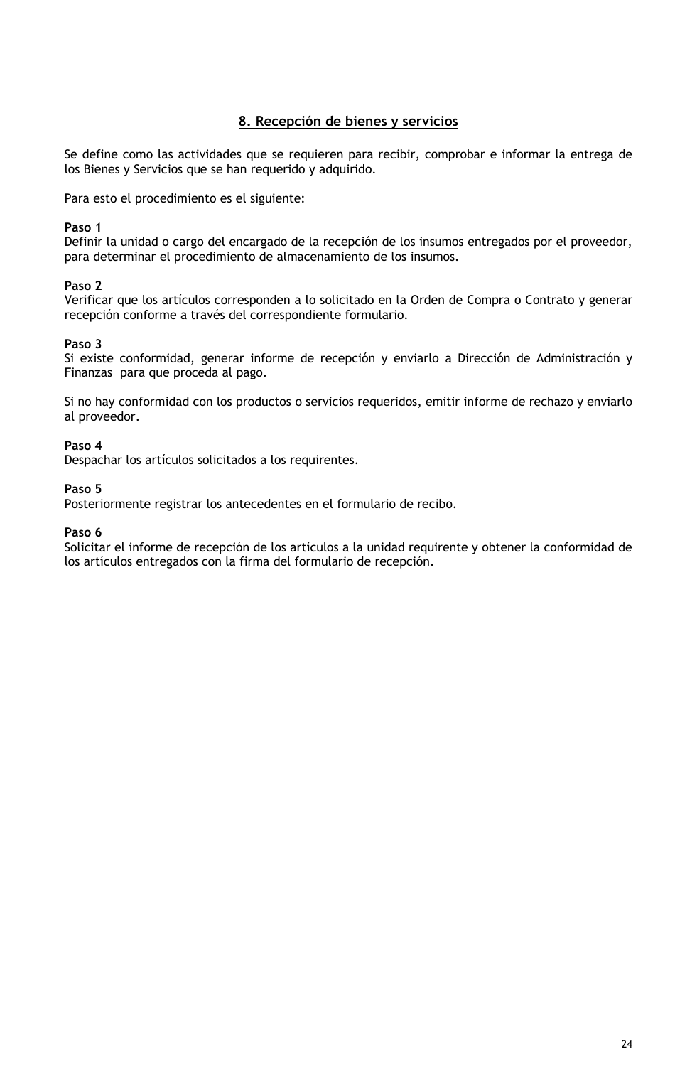## 8. Recepción de bienes y servicios

Se define como las actividades que se requieren para recibir, comprobar e informar la entrega de los Bienes y Servicios que se han requerido y adquirido.

Para esto el procedimiento es el siguiente:

**Paso 1**
Definir la unidad o cargo del encargado de la recepción de los insumos entregados por el proveedor, para determinar el procedimiento de almacenamiento de los insumos.

**Paso 2**
Verificar que los artículos corresponden a lo solicitado en la Orden de Compra o Contrato y generar recepción conforme a través del correspondiente formulario.

**Paso 3**
Si existe conformidad, generar informe de recepción y enviarlo a Dirección de Administración y Finanzas para que proceda al pago.

Si no hay conformidad con los productos o servicios requeridos, emitir informe de rechazo y enviarlo al proveedor.

**Paso 4**
Despachar los artículos solicitados a los requirentes.

**Paso 5**
Posteriormente registrar los antecedentes en el formulario de recibo.

**Paso 6**
Solicitar el informe de recepción de los artículos a la unidad requirente y obtener la conformidad de los artículos entregados con la firma del formulario de recepción.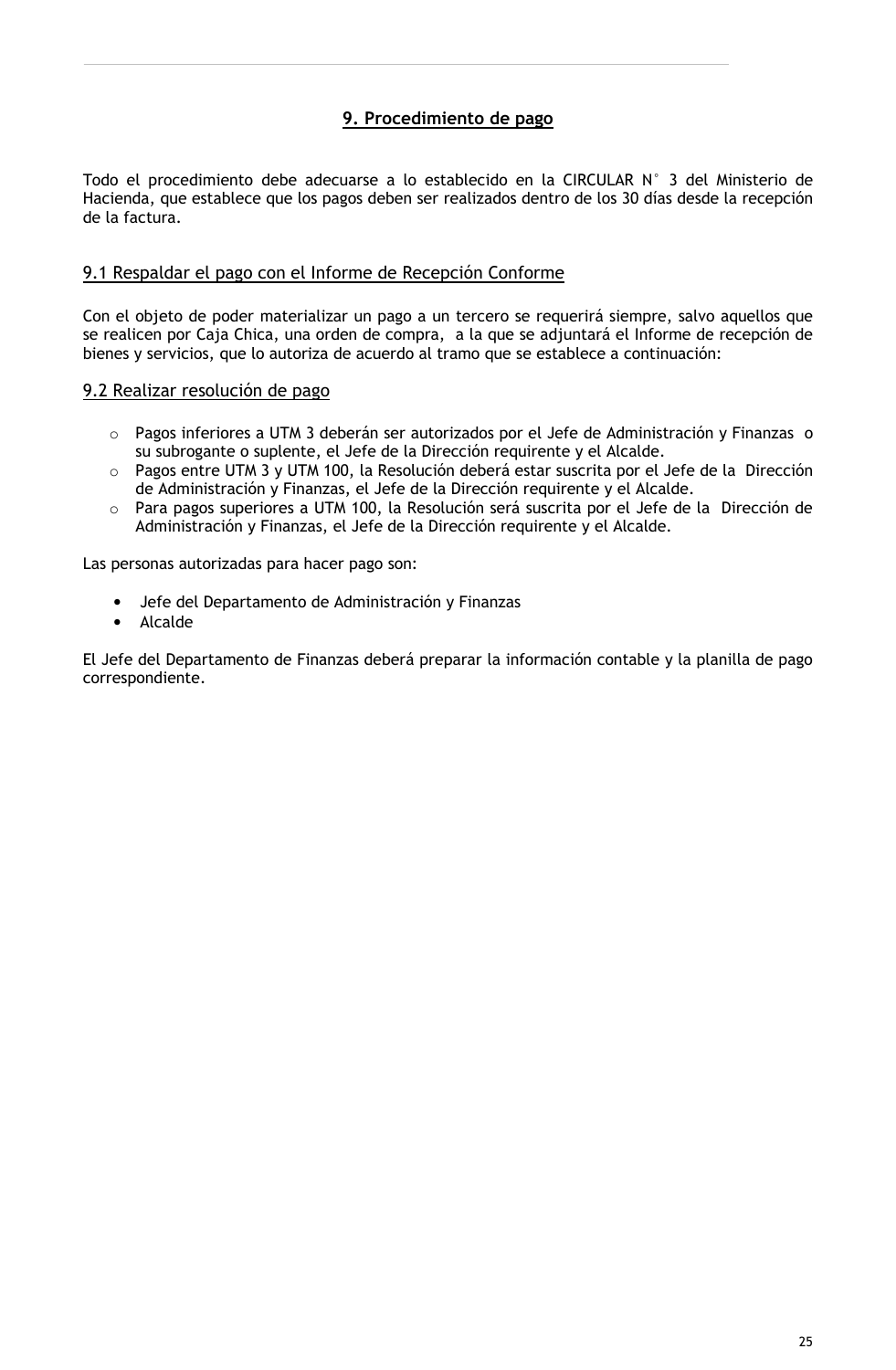## 9. Procedimiento de pago

Todo el procedimiento debe adecuarse a lo establecido en la CIRCULAR N° 3 del Ministerio de Hacienda, que establece que los pagos deben ser realizados dentro de los 30 días desde la recepción de la factura.

### 9.1 Respaldar el pago con el Informe de Recepción Conforme

Con el objeto de poder materializar un pago a un tercero se requerirá siempre, salvo aquellos que se realicen por Caja Chica, una orden de compra, a la que se adjuntará el Informe de recepción de bienes y servicios, que lo autoriza de acuerdo al tramo que se establece a continuación:

### 9.2 Realizar resolución de pago

- Pagos inferiores a UTM 3 deberán ser autorizados por el Jefe de Administración y Finanzas o su subrogante o suplente, el Jefe de la Dirección requirente y el Alcalde.
- Pagos entre UTM 3 y UTM 100, la Resolución deberá estar suscrita por el Jefe de la Dirección de Administración y Finanzas, el Jefe de la Dirección requirente y el Alcalde.
- Para pagos superiores a UTM 100, la Resolución será suscrita por el Jefe de la Dirección de Administración y Finanzas, el Jefe de la Dirección requirente y el Alcalde.

Las personas autorizadas para hacer pago son:

- Jefe del Departamento de Administración y Finanzas
- Alcalde

El Jefe del Departamento de Finanzas deberá preparar la información contable y la planilla de pago correspondiente.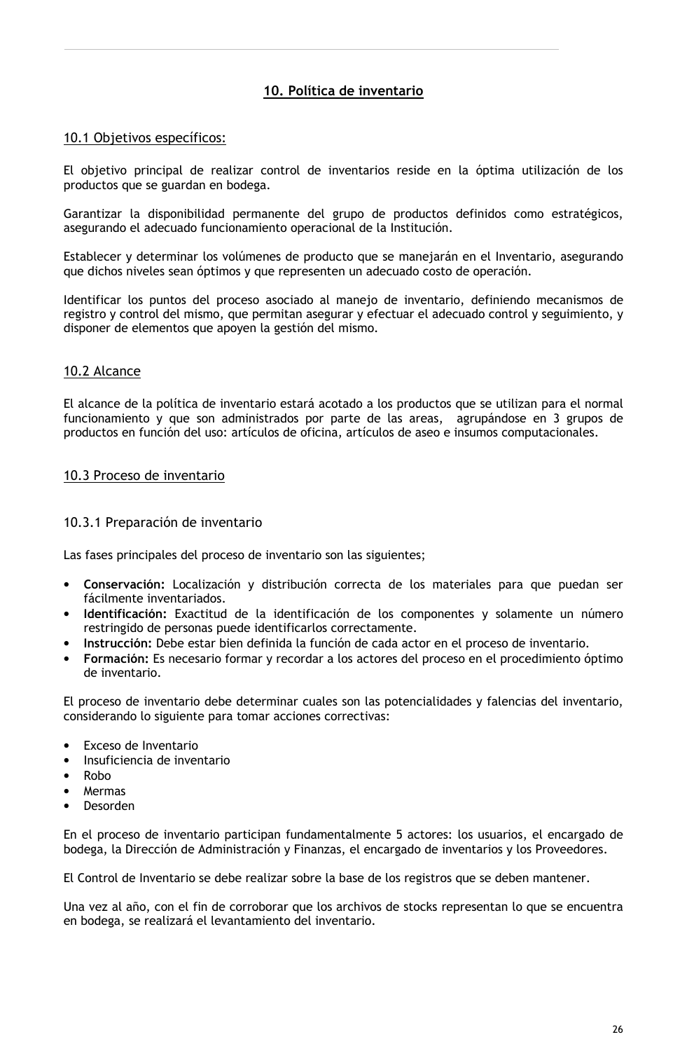## 10. Política de inventario

### 10.1 Objetivos específicos:

El objetivo principal de realizar control de inventarios reside en la óptima utilización de los productos que se guardan en bodega.

Garantizar la disponibilidad permanente del grupo de productos definidos como estratégicos, asegurando el adecuado funcionamiento operacional de la Institución.

Establecer y determinar los volúmenes de producto que se manejarán en el Inventario, asegurando que dichos niveles sean óptimos y que representen un adecuado costo de operación.

Identificar los puntos del proceso asociado al manejo de inventario, definiendo mecanismos de registro y control del mismo, que permitan asegurar y efectuar el adecuado control y seguimiento, y disponer de elementos que apoyen la gestión del mismo.

### 10.2 Alcance

El alcance de la política de inventario estará acotado a los productos que se utilizan para el normal funcionamiento y que son administrados por parte de las areas, agrupándose en 3 grupos de productos en función del uso: artículos de oficina, artículos de aseo e insumos computacionales.

### 10.3 Proceso de inventario

#### 10.3.1 Preparación de inventario

Las fases principales del proceso de inventario son las siguientes;

- **Conservación:** Localización y distribución correcta de los materiales para que puedan ser fácilmente inventariados.
- **Identificación:** Exactitud de la identificación de los componentes y solamente un número restringido de personas puede identificarlos correctamente.
- **Instrucción:** Debe estar bien definida la función de cada actor en el proceso de inventario.
- **Formación:** Es necesario formar y recordar a los actores del proceso en el procedimiento óptimo de inventario.

El proceso de inventario debe determinar cuales son las potencialidades y falencias del inventario, considerando lo siguiente para tomar acciones correctivas:

- Exceso de Inventario
- Insuficiencia de inventario
- Robo
- Mermas
- Desorden

En el proceso de inventario participan fundamentalmente 5 actores: los usuarios, el encargado de bodega, la Dirección de Administración y Finanzas, el encargado de inventarios y los Proveedores.

El Control de Inventario se debe realizar sobre la base de los registros que se deben mantener.

Una vez al año, con el fin de corroborar que los archivos de stocks representan lo que se encuentra en bodega, se realizará el levantamiento del inventario.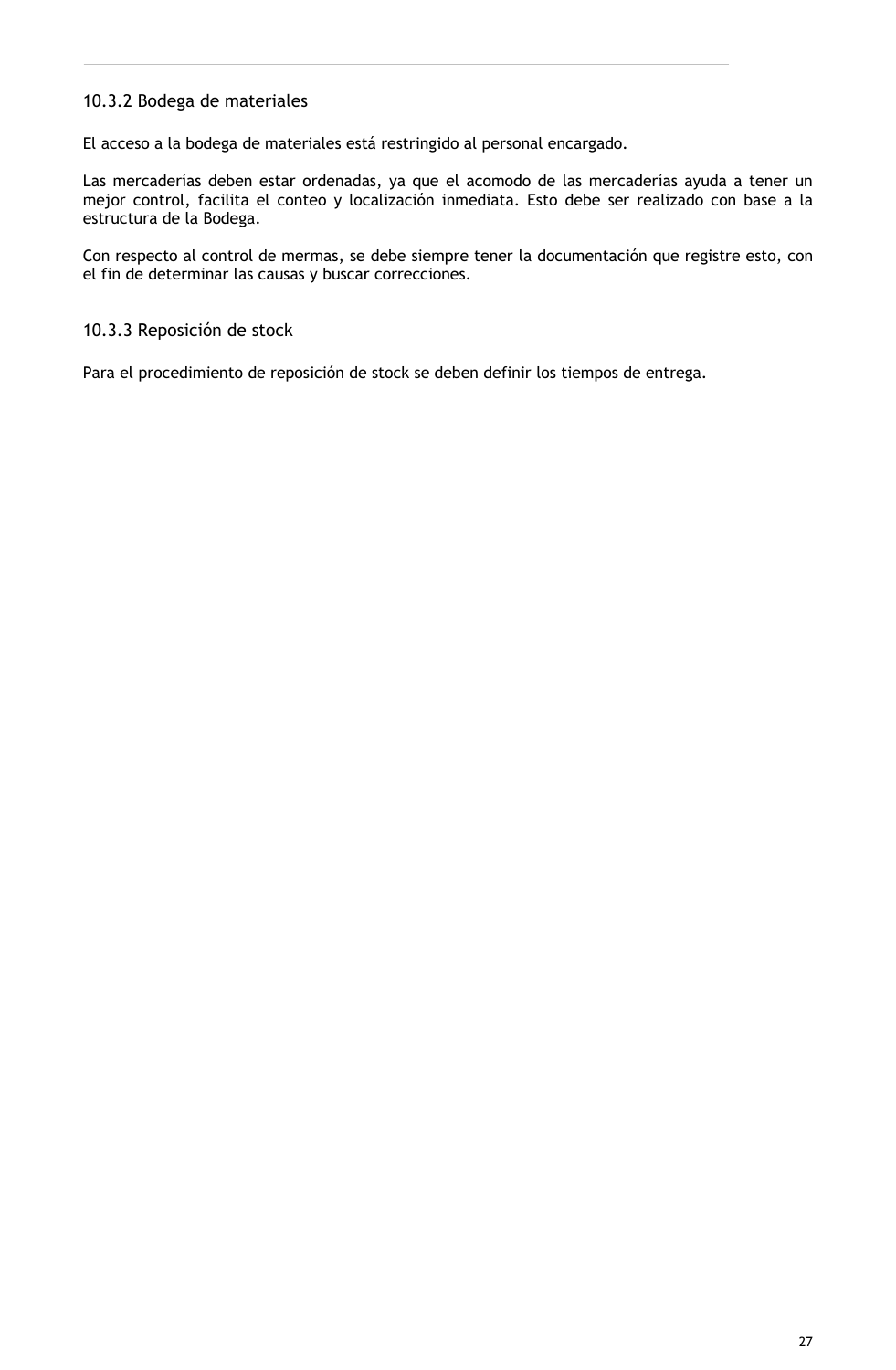### 10.3.2 Bodega de materiales

El acceso a la bodega de materiales está restringido al personal encargado.

Las mercaderías deben estar ordenadas, ya que el acomodo de las mercaderías ayuda a tener un mejor control, facilita el conteo y localización inmediata. Esto debe ser realizado con base a la estructura de la Bodega.

Con respecto al control de mermas, se debe siempre tener la documentación que registre esto, con el fin de determinar las causas y buscar correcciones.

### 10.3.3 Reposición de stock

Para el procedimiento de reposición de stock se deben definir los tiempos de entrega.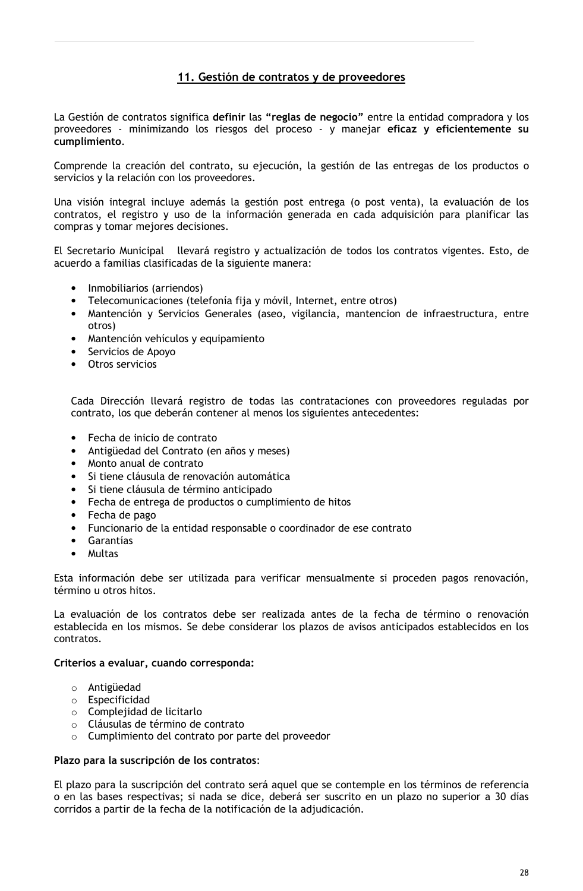## 11. Gestión de contratos y de proveedores

La Gestión de contratos significa **definir** las **"reglas de negocio"** entre la entidad compradora y los proveedores - minimizando los riesgos del proceso - y manejar **eficaz y eficientemente su cumplimiento**.

Comprende la creación del contrato, su ejecución, la gestión de las entregas de los productos o servicios y la relación con los proveedores.

Una visión integral incluye además la gestión post entrega (o post venta), la evaluación de los contratos, el registro y uso de la información generada en cada adquisición para planificar las compras y tomar mejores decisiones.

El Secretario Municipal llevará registro y actualización de todos los contratos vigentes. Esto, de acuerdo a familias clasificadas de la siguiente manera:

- Inmobiliarios (arriendos)
- Telecomunicaciones (telefonía fija y móvil, Internet, entre otros)
- Mantención y Servicios Generales (aseo, vigilancia, mantencion de infraestructura, entre otros)
- Mantención vehículos y equipamiento
- Servicios de Apoyo
- Otros servicios

Cada Dirección llevará registro de todas las contrataciones con proveedores reguladas por contrato, los que deberán contener al menos los siguientes antecedentes:

- Fecha de inicio de contrato
- Antigüedad del Contrato (en años y meses)
- Monto anual de contrato
- Si tiene cláusula de renovación automática
- Si tiene cláusula de término anticipado
- Fecha de entrega de productos o cumplimiento de hitos
- Fecha de pago
- Funcionario de la entidad responsable o coordinador de ese contrato
- Garantías
- Multas

Esta información debe ser utilizada para verificar mensualmente si proceden pagos renovación, término u otros hitos.

La evaluación de los contratos debe ser realizada antes de la fecha de término o renovación establecida en los mismos. Se debe considerar los plazos de avisos anticipados establecidos en los contratos.

**Criterios a evaluar, cuando corresponda:**

- Antigüedad
- Especificidad
- Complejidad de licitarlo
- Cláusulas de término de contrato
- Cumplimiento del contrato por parte del proveedor

**Plazo para la suscripción de los contratos**:

El plazo para la suscripción del contrato será aquel que se contemple en los términos de referencia o en las bases respectivas; si nada se dice, deberá ser suscrito en un plazo no superior a 30 días corridos a partir de la fecha de la notificación de la adjudicación.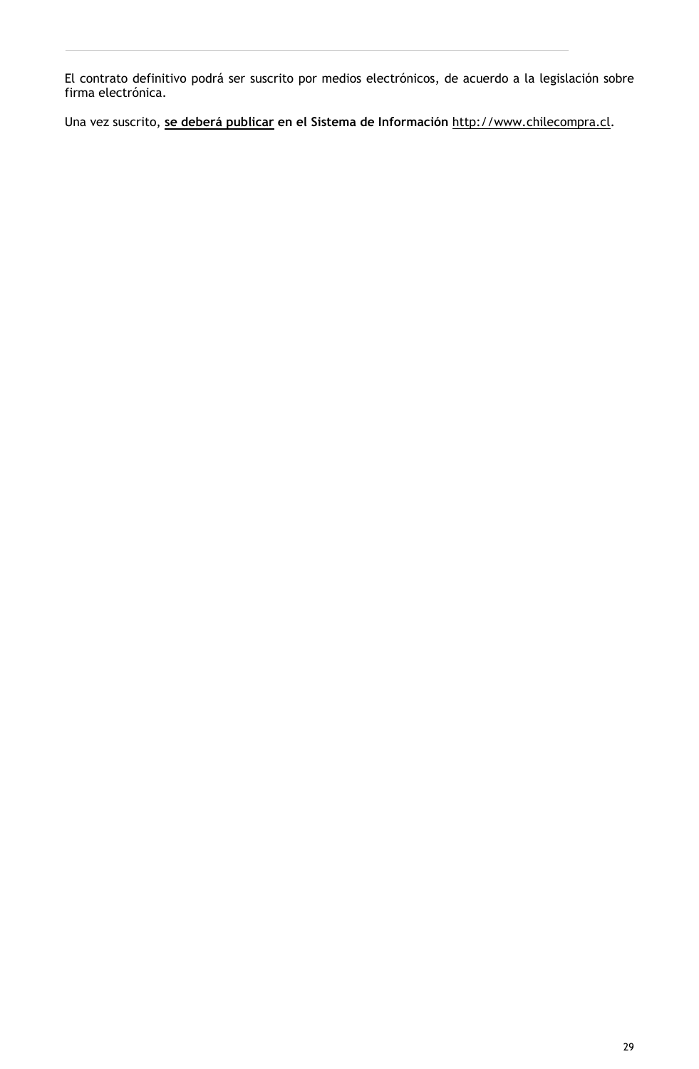El contrato definitivo podrá ser suscrito por medios electrónicos, de acuerdo a la legislación sobre firma electrónica.

Una vez suscrito, **<u>se deberá publicar</u> en el Sistema de Información** http://www.chilecompra.cl.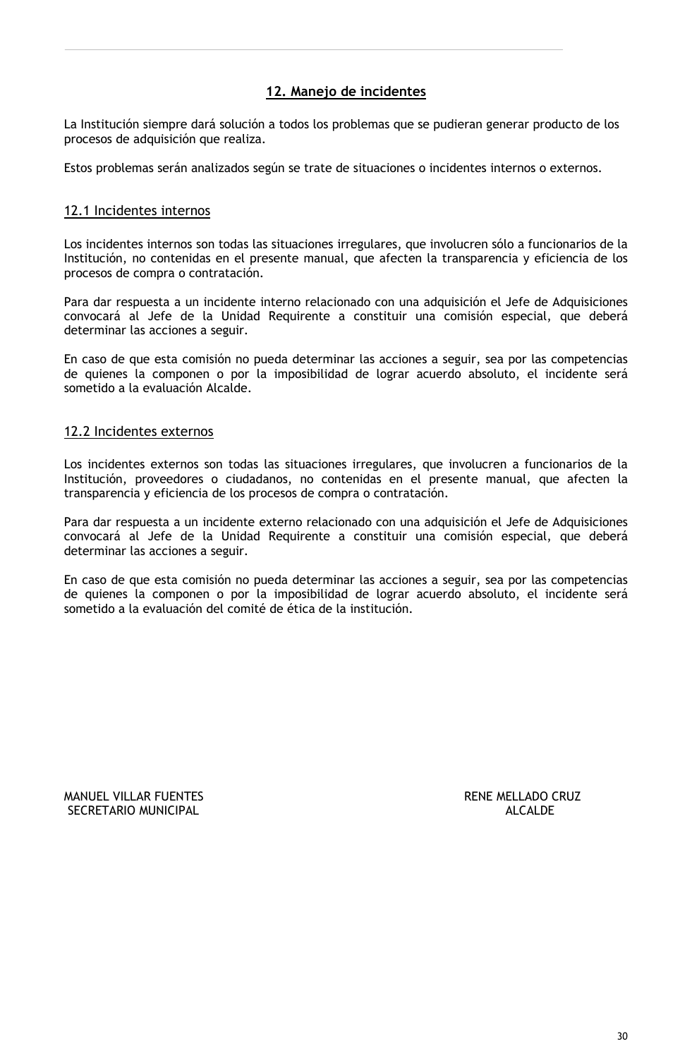## 12. Manejo de incidentes

La Institución siempre dará solución a todos los problemas que se pudieran generar producto de los procesos de adquisición que realiza.

Estos problemas serán analizados según se trate de situaciones o incidentes internos o externos.

### 12.1 Incidentes internos

Los incidentes internos son todas las situaciones irregulares, que involucren sólo a funcionarios de la Institución, no contenidas en el presente manual, que afecten la transparencia y eficiencia de los procesos de compra o contratación.

Para dar respuesta a un incidente interno relacionado con una adquisición el Jefe de Adquisiciones convocará al Jefe de la Unidad Requirente a constituir una comisión especial, que deberá determinar las acciones a seguir.

En caso de que esta comisión no pueda determinar las acciones a seguir, sea por las competencias de quienes la componen o por la imposibilidad de lograr acuerdo absoluto, el incidente será sometido a la evaluación Alcalde.

### 12.2 Incidentes externos

Los incidentes externos son todas las situaciones irregulares, que involucren a funcionarios de la Institución, proveedores o ciudadanos, no contenidas en el presente manual, que afecten la transparencia y eficiencia de los procesos de compra o contratación.

Para dar respuesta a un incidente externo relacionado con una adquisición el Jefe de Adquisiciones convocará al Jefe de la Unidad Requirente a constituir una comisión especial, que deberá determinar las acciones a seguir.

En caso de que esta comisión no pueda determinar las acciones a seguir, sea por las competencias de quienes la componen o por la imposibilidad de lograr acuerdo absoluto, el incidente será sometido a la evaluación del comité de ética de la institución.

MANUEL VILLAR FUENTES
SECRETARIO MUNICIPAL

RENE MELLADO CRUZ
ALCALDE